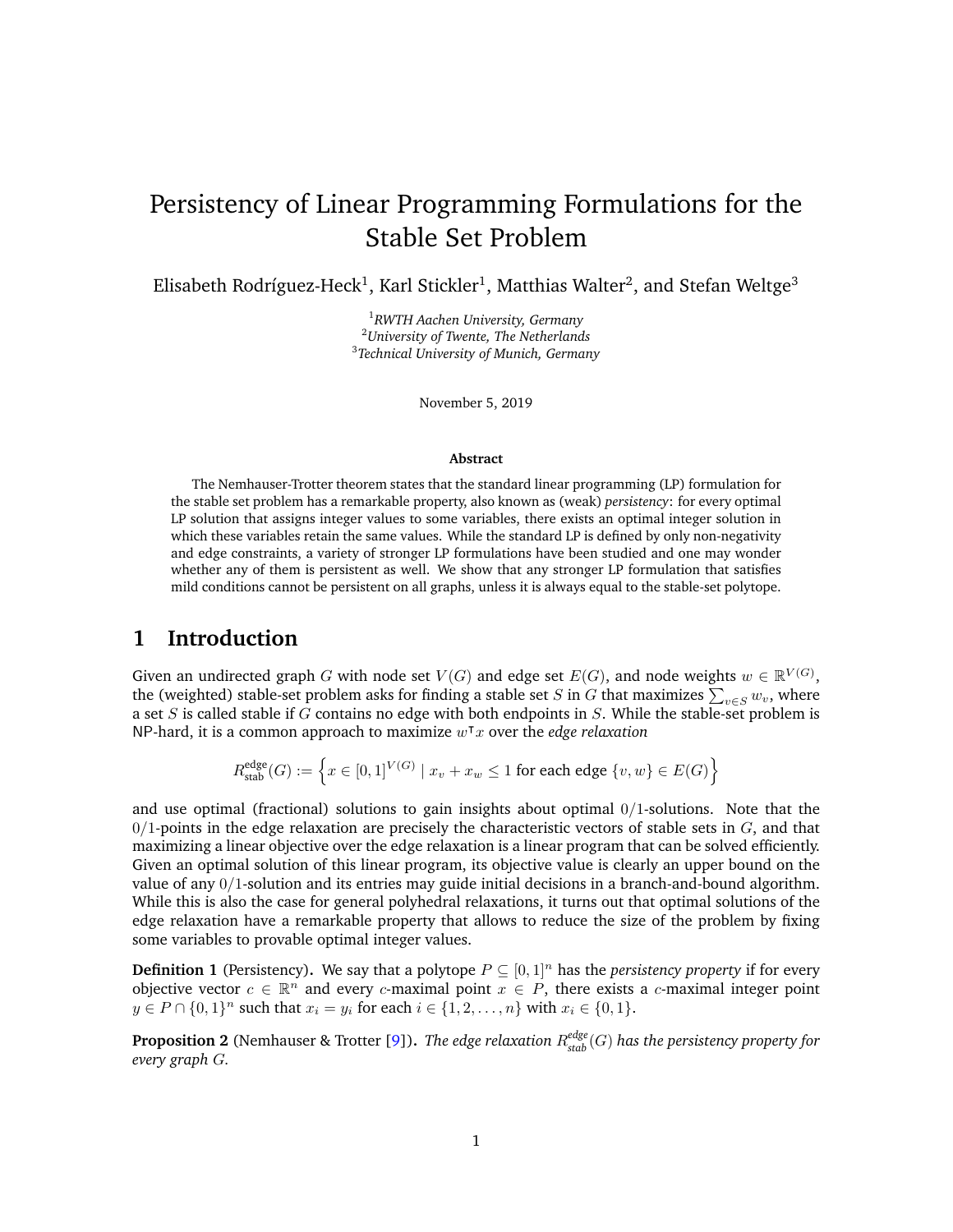# Persistency of Linear Programming Formulations for the Stable Set Problem

Elisabeth Rodríguez-Heck[1], Karl Stickler[1], Matthias Walter[2], and Stefan Weltge[3]

[1]*RWTH Aachen University, Germany*
[2]*University of Twente, The Netherlands*
[3]*Technical University of Munich, Germany*

November 5, 2019

**Abstract**

The Nemhauser-Trotter theorem states that the standard linear programming (LP) formulation for the stable set problem has a remarkable property, also known as (weak) *persistency*: for every optimal LP solution that assigns integer values to some variables, there exists an optimal integer solution in which these variables retain the same values. While the standard LP is defined by only non-negativity and edge constraints, a variety of stronger LP formulations have been studied and one may wonder whether any of them is persistent as well. We show that any stronger LP formulation that satisfies mild conditions cannot be persistent on all graphs, unless it is always equal to the stable-set polytope.

## 1 Introduction

Given an undirected graph $G$ with node set $V(G)$ and edge set $E(G)$, and node weights $w \in \mathbb{R}^{V(G)}$, the (weighted) stable-set problem asks for finding a stable set $S$ in $G$ that maximizes $\sum_{v \in S} w_v$, where a set $S$ is called stable if $G$ contains no edge with both endpoints in $S$. While the stable-set problem is NP-hard, it is a common approach to maximize $w^\intercal x$ over the *edge relaxation*

$$R_{\text{stab}}^{\text{edge}}(G) := \left\{ x \in [0,1]^{V(G)} \mid x_v + x_w \leq 1 \text{ for each edge } \{v,w\} \in E(G) \right\}$$

and use optimal (fractional) solutions to gain insights about optimal $0/1$-solutions. Note that the $0/1$-points in the edge relaxation are precisely the characteristic vectors of stable sets in $G$, and that maximizing a linear objective over the edge relaxation is a linear program that can be solved efficiently. Given an optimal solution of this linear program, its objective value is clearly an upper bound on the value of any $0/1$-solution and its entries may guide initial decisions in a branch-and-bound algorithm. While this is also the case for general polyhedral relaxations, it turns out that optimal solutions of the edge relaxation have a remarkable property that allows to reduce the size of the problem by fixing some variables to provable optimal integer values.

**Definition 1** (Persistency)**.** We say that a polytope $P \subseteq [0,1]^n$ has the *persistency property* if for every objective vector $c \in \mathbb{R}^n$ and every $c$-maximal point $x \in P$, there exists a $c$-maximal integer point $y \in P \cap \{0,1\}^n$ such that $x_i = y_i$ for each $i \in \{1,2,\ldots,n\}$ with $x_i \in \{0,1\}$.

**Proposition 2** (Nemhauser & Trotter [9])**.** *The edge relaxation $R_{\text{stab}}^{\text{edge}}(G)$ has the persistency property for every graph $G$.*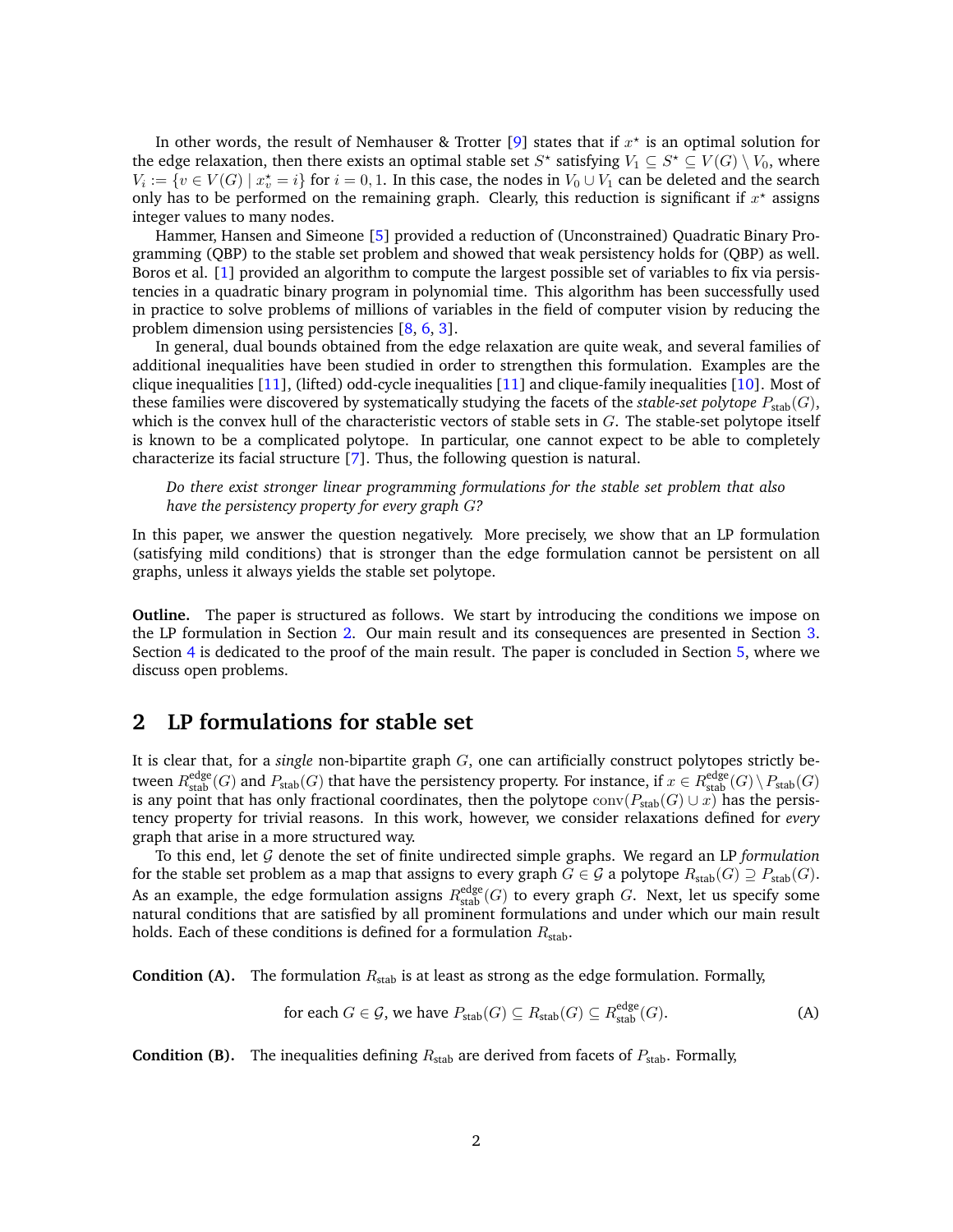In other words, the result of Nemhauser & Trotter [9] states that if $x^\star$ is an optimal solution for the edge relaxation, then there exists an optimal stable set $S^\star$ satisfying $V_1 \subseteq S^\star \subseteq V(G) \setminus V_0$, where $V_i := \{v \in V(G) \mid x^\star_v = i\}$ for $i = 0, 1$. In this case, the nodes in $V_0 \cup V_1$ can be deleted and the search only has to be performed on the remaining graph. Clearly, this reduction is significant if $x^\star$ assigns integer values to many nodes.

Hammer, Hansen and Simeone [5] provided a reduction of (Unconstrained) Quadratic Binary Programming (QBP) to the stable set problem and showed that weak persistency holds for (QBP) as well. Boros et al. [1] provided an algorithm to compute the largest possible set of variables to fix via persistencies in a quadratic binary program in polynomial time. This algorithm has been successfully used in practice to solve problems of millions of variables in the field of computer vision by reducing the problem dimension using persistencies [8, 6, 3].

In general, dual bounds obtained from the edge relaxation are quite weak, and several families of additional inequalities have been studied in order to strengthen this formulation. Examples are the clique inequalities [11], (lifted) odd-cycle inequalities [11] and clique-family inequalities [10]. Most of these families were discovered by systematically studying the facets of the *stable-set polytope* $P_{\text{stab}}(G)$, which is the convex hull of the characteristic vectors of stable sets in $G$. The stable-set polytope itself is known to be a complicated polytope. In particular, one cannot expect to be able to completely characterize its facial structure [7]. Thus, the following question is natural.

> *Do there exist stronger linear programming formulations for the stable set problem that also have the persistency property for every graph $G$?*

In this paper, we answer the question negatively. More precisely, we show that an LP formulation (satisfying mild conditions) that is stronger than the edge formulation cannot be persistent on all graphs, unless it always yields the stable set polytope.

**Outline.** The paper is structured as follows. We start by introducing the conditions we impose on the LP formulation in Section 2. Our main result and its consequences are presented in Section 3. Section 4 is dedicated to the proof of the main result. The paper is concluded in Section 5, where we discuss open problems.

## 2 LP formulations for stable set

It is clear that, for a *single* non-bipartite graph $G$, one can artificially construct polytopes strictly between $R^{\text{edge}}_{\text{stab}}(G)$ and $P_{\text{stab}}(G)$ that have the persistency property. For instance, if $x \in R^{\text{edge}}_{\text{stab}}(G) \setminus P_{\text{stab}}(G)$ is any point that has only fractional coordinates, then the polytope $\text{conv}(P_{\text{stab}}(G) \cup x)$ has the persistency property for trivial reasons. In this work, however, we consider relaxations defined for *every* graph that arise in a more structured way.

To this end, let $\mathcal{G}$ denote the set of finite undirected simple graphs. We regard an LP *formulation* for the stable set problem as a map that assigns to every graph $G \in \mathcal{G}$ a polytope $R_{\text{stab}}(G) \supseteq P_{\text{stab}}(G)$. As an example, the edge formulation assigns $R^{\text{edge}}_{\text{stab}}(G)$ to every graph $G$. Next, let us specify some natural conditions that are satisfied by all prominent formulations and under which our main result holds. Each of these conditions is defined for a formulation $R_{\text{stab}}$.

**Condition (A).** The formulation $R_{\text{stab}}$ is at least as strong as the edge formulation. Formally,

$$\text{for each } G \in \mathcal{G}, \text{ we have } P_{\text{stab}}(G) \subseteq R_{\text{stab}}(G) \subseteq R^{\text{edge}}_{\text{stab}}(G). \tag{A}$$

**Condition (B).** The inequalities defining $R_{\text{stab}}$ are derived from facets of $P_{\text{stab}}$. Formally,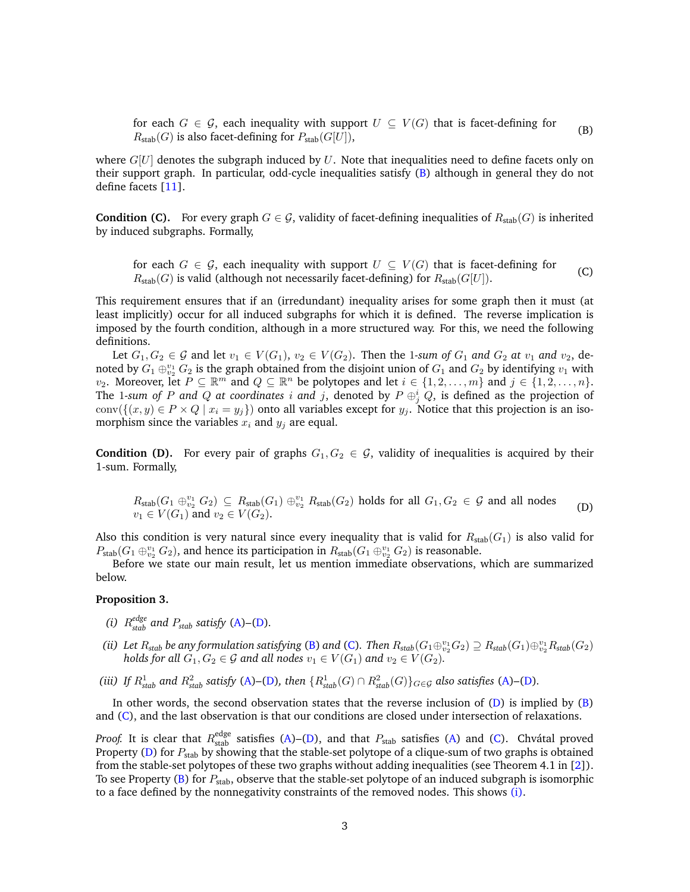for each $G \in \mathcal{G}$, each inequality with support $U \subseteq V(G)$ that is facet-defining for $R_{\text{stab}}(G)$ is also facet-defining for $P_{\text{stab}}(G[U])$, (B)

where $G[U]$ denotes the subgraph induced by $U$. Note that inequalities need to define facets only on their support graph. In particular, odd-cycle inequalities satisfy (B) although in general they do not define facets [11].

**Condition (C).** For every graph $G \in \mathcal{G}$, validity of facet-defining inequalities of $R_{\text{stab}}(G)$ is inherited by induced subgraphs. Formally,

for each $G \in \mathcal{G}$, each inequality with support $U \subseteq V(G)$ that is facet-defining for $R_{\text{stab}}(G)$ is valid (although not necessarily facet-defining) for $R_{\text{stab}}(G[U])$. (C)

This requirement ensures that if an (irredundant) inequality arises for some graph then it must (at least implicitly) occur for all induced subgraphs for which it is defined. The reverse implication is imposed by the fourth condition, although in a more structured way. For this, we need the following definitions.

Let $G_1, G_2 \in \mathcal{G}$ and let $v_1 \in V(G_1)$, $v_2 \in V(G_2)$. Then the *1-sum of $G_1$ and $G_2$ at $v_1$ and $v_2$*, denoted by $G_1 \oplus_{v_2}^{v_1} G_2$ is the graph obtained from the disjoint union of $G_1$ and $G_2$ by identifying $v_1$ with $v_2$. Moreover, let $P \subseteq \mathbb{R}^m$ and $Q \subseteq \mathbb{R}^n$ be polytopes and let $i \in \{1, 2, \ldots, m\}$ and $j \in \{1, 2, \ldots, n\}$. The *1-sum of $P$ and $Q$ at coordinates $i$ and $j$*, denoted by $P \oplus_j^i Q$, is defined as the projection of $\operatorname{conv}(\{(x, y) \in P \times Q \mid x_i = y_j\})$ onto all variables except for $y_j$. Notice that this projection is an isomorphism since the variables $x_i$ and $y_j$ are equal.

**Condition (D).** For every pair of graphs $G_1, G_2 \in \mathcal{G}$, validity of inequalities is acquired by their 1-sum. Formally,

$R_{\text{stab}}(G_1 \oplus_{v_2}^{v_1} G_2) \subseteq R_{\text{stab}}(G_1) \oplus_{v_2}^{v_1} R_{\text{stab}}(G_2)$ holds for all $G_1, G_2 \in \mathcal{G}$ and all nodes $v_1 \in V(G_1)$ and $v_2 \in V(G_2)$. (D)

Also this condition is very natural since every inequality that is valid for $R_{\text{stab}}(G_1)$ is also valid for $P_{\text{stab}}(G_1 \oplus_{v_2}^{v_1} G_2)$, and hence its participation in $R_{\text{stab}}(G_1 \oplus_{v_2}^{v_1} G_2)$ is reasonable.

Before we state our main result, let us mention immediate observations, which are summarized below.

**Proposition 3.**

*(i) $R_{stab}^{edge}$ and $P_{stab}$ satisfy (A)–(D).*

*(ii) Let $R_{stab}$ be any formulation satisfying (B) and (C). Then $R_{stab}(G_1 \oplus_{v_2}^{v_1} G_2) \supseteq R_{stab}(G_1) \oplus_{v_2}^{v_1} R_{stab}(G_2)$ holds for all $G_1, G_2 \in \mathcal{G}$ and all nodes $v_1 \in V(G_1)$ and $v_2 \in V(G_2)$.*

*(iii) If $R_{stab}^1$ and $R_{stab}^2$ satisfy (A)–(D), then $\{R_{stab}^1(G) \cap R_{stab}^2(G)\}_{G \in \mathcal{G}}$ also satisfies (A)–(D).*

In other words, the second observation states that the reverse inclusion of (D) is implied by (B) and (C), and the last observation is that our conditions are closed under intersection of relaxations.

*Proof.* It is clear that $R_{\text{stab}}^{\text{edge}}$ satisfies (A)–(D), and that $P_{\text{stab}}$ satisfies (A) and (C). Chvátal proved Property (D) for $P_{\text{stab}}$ by showing that the stable-set polytope of a clique-sum of two graphs is obtained from the stable-set polytopes of these two graphs without adding inequalities (see Theorem 4.1 in [2]). To see Property (B) for $P_{\text{stab}}$, observe that the stable-set polytope of an induced subgraph is isomorphic to a face defined by the nonnegativity constraints of the removed nodes. This shows (i).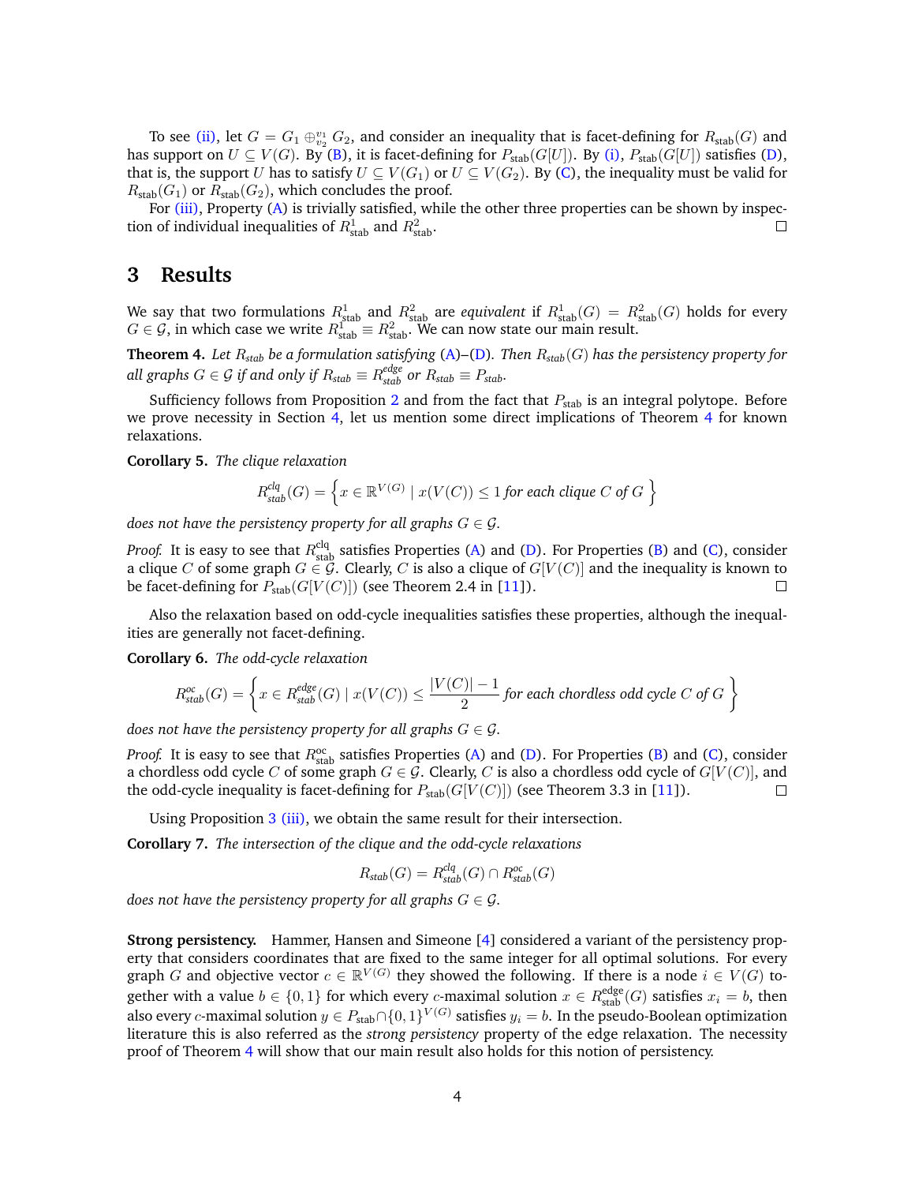To see (ii), let $G = G_1 \oplus_{v_2}^{v_1} G_2$, and consider an inequality that is facet-defining for $R_{\text{stab}}(G)$ and has support on $U \subseteq V(G)$. By (B), it is facet-defining for $P_{\text{stab}}(G[U])$. By (i), $P_{\text{stab}}(G[U])$ satisfies (D), that is, the support $U$ has to satisfy $U \subseteq V(G_1)$ or $U \subseteq V(G_2)$. By (C), the inequality must be valid for $R_{\text{stab}}(G_1)$ or $R_{\text{stab}}(G_2)$, which concludes the proof.

For (iii), Property (A) is trivially satisfied, while the other three properties can be shown by inspection of individual inequalities of $R^1_{\text{stab}}$ and $R^2_{\text{stab}}$. □

# 3 Results

We say that two formulations $R^1_{\text{stab}}$ and $R^2_{\text{stab}}$ are *equivalent* if $R^1_{\text{stab}}(G) = R^2_{\text{stab}}(G)$ holds for every $G \in \mathcal{G}$, in which case we write $R^1_{\text{stab}} \equiv R^2_{\text{stab}}$. We can now state our main result.

**Theorem 4.** *Let $R_{\text{stab}}$ be a formulation satisfying (A)–(D). Then $R_{\text{stab}}(G)$ has the persistency property for all graphs $G \in \mathcal{G}$ if and only if $R_{\text{stab}} \equiv R^{\text{edge}}_{\text{stab}}$ or $R_{\text{stab}} \equiv P_{\text{stab}}$.*

Sufficiency follows from Proposition 2 and from the fact that $P_{\text{stab}}$ is an integral polytope. Before we prove necessity in Section 4, let us mention some direct implications of Theorem 4 for known relaxations.

**Corollary 5.** *The clique relaxation*

$$R^{\text{clq}}_{\text{stab}}(G) = \left\{ x \in \mathbb{R}^{V(G)} \mid x(V(C)) \leq 1 \text{ for each clique } C \text{ of } G \right\}$$

*does not have the persistency property for all graphs $G \in \mathcal{G}$.*

*Proof.* It is easy to see that $R^{\text{clq}}_{\text{stab}}$ satisfies Properties (A) and (D). For Properties (B) and (C), consider a clique $C$ of some graph $G \in \mathcal{G}$. Clearly, $C$ is also a clique of $G[V(C)]$ and the inequality is known to be facet-defining for $P_{\text{stab}}(G[V(C)])$ (see Theorem 2.4 in [11]). □

Also the relaxation based on odd-cycle inequalities satisfies these properties, although the inequalities are generally not facet-defining.

**Corollary 6.** *The odd-cycle relaxation*

$$R^{\text{oc}}_{\text{stab}}(G) = \left\{ x \in R^{\text{edge}}_{\text{stab}}(G) \mid x(V(C)) \leq \frac{|V(C)| - 1}{2} \text{ for each chordless odd cycle } C \text{ of } G \right\}$$

*does not have the persistency property for all graphs $G \in \mathcal{G}$.*

*Proof.* It is easy to see that $R^{\text{oc}}_{\text{stab}}$ satisfies Properties (A) and (D). For Properties (B) and (C), consider a chordless odd cycle $C$ of some graph $G \in \mathcal{G}$. Clearly, $C$ is also a chordless odd cycle of $G[V(C)]$, and the odd-cycle inequality is facet-defining for $P_{\text{stab}}(G[V(C)])$ (see Theorem 3.3 in [11]). □

Using Proposition 3 (iii), we obtain the same result for their intersection.

**Corollary 7.** *The intersection of the clique and the odd-cycle relaxations*

$$R_{\text{stab}}(G) = R^{\text{clq}}_{\text{stab}}(G) \cap R^{\text{oc}}_{\text{stab}}(G)$$

*does not have the persistency property for all graphs $G \in \mathcal{G}$.*

**Strong persistency.** Hammer, Hansen and Simeone [4] considered a variant of the persistency property that considers coordinates that are fixed to the same integer for all optimal solutions. For every graph $G$ and objective vector $c \in \mathbb{R}^{V(G)}$ they showed the following. If there is a node $i \in V(G)$ together with a value $b \in \{0,1\}$ for which every $c$-maximal solution $x \in R^{\text{edge}}_{\text{stab}}(G)$ satisfies $x_i = b$, then also every $c$-maximal solution $y \in P_{\text{stab}} \cap \{0,1\}^{V(G)}$ satisfies $y_i = b$. In the pseudo-Boolean optimization literature this is also referred as the *strong persistency* property of the edge relaxation. The necessity proof of Theorem 4 will show that our main result also holds for this notion of persistency.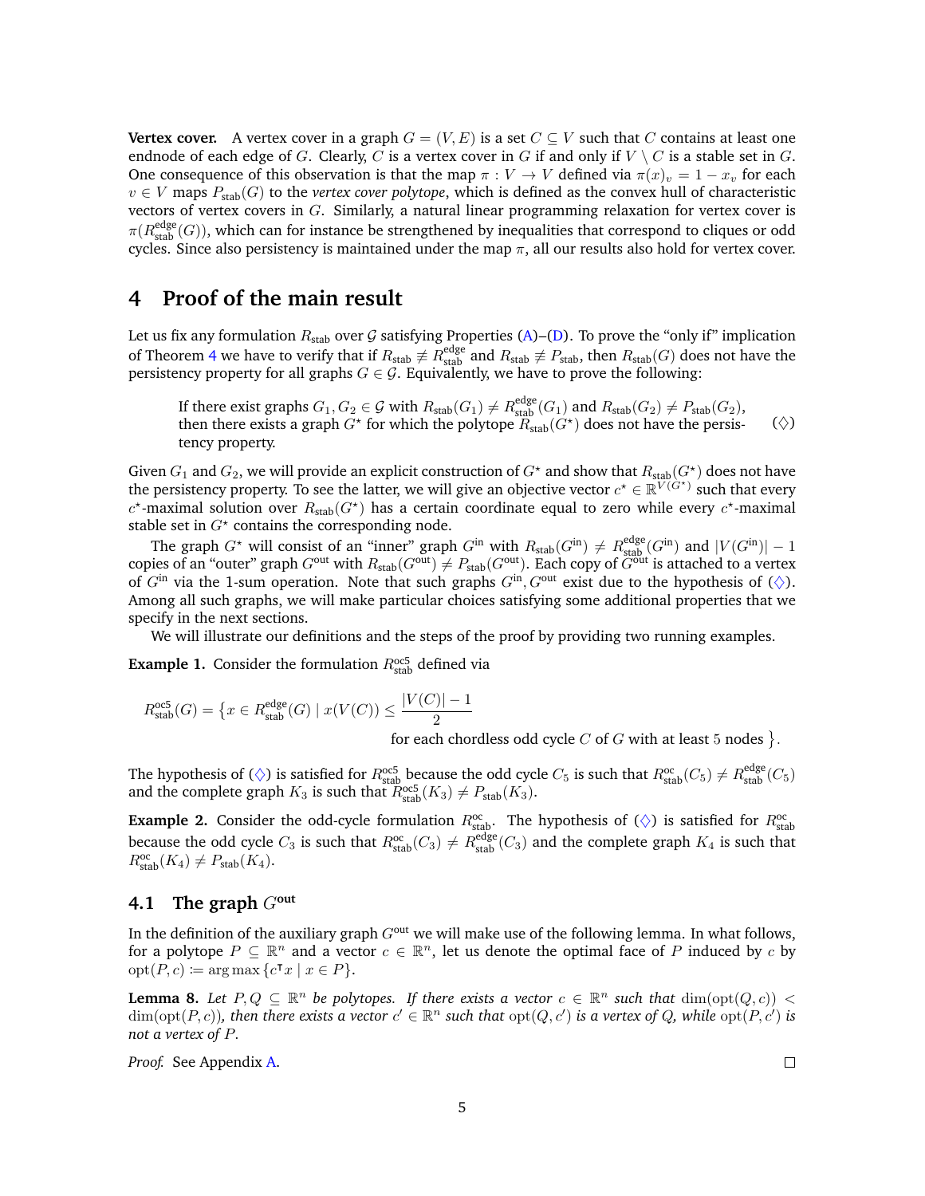**Vertex cover.** A vertex cover in a graph $G = (V, E)$ is a set $C \subseteq V$ such that $C$ contains at least one endnode of each edge of $G$. Clearly, $C$ is a vertex cover in $G$ if and only if $V \setminus C$ is a stable set in $G$. One consequence of this observation is that the map $\pi : V \to V$ defined via $\pi(x)_v = 1 - x_v$ for each $v \in V$ maps $P_{\text{stab}}(G)$ to the *vertex cover polytope*, which is defined as the convex hull of characteristic vectors of vertex covers in $G$. Similarly, a natural linear programming relaxation for vertex cover is $\pi(R^{\text{edge}}_{\text{stab}}(G))$, which can for instance be strengthened by inequalities that correspond to cliques or odd cycles. Since also persistency is maintained under the map $\pi$, all our results also hold for vertex cover.

# 4 Proof of the main result

Let us fix any formulation $R_{\text{stab}}$ over $\mathcal{G}$ satisfying Properties (A)–(D). To prove the "only if" implication of Theorem 4 we have to verify that if $R_{\text{stab}} \not\equiv R^{\text{edge}}_{\text{stab}}$ and $R_{\text{stab}} \not\equiv P_{\text{stab}}$, then $R_{\text{stab}}(G)$ does not have the persistency property for all graphs $G \in \mathcal{G}$. Equivalently, we have to prove the following:

> If there exist graphs $G_1, G_2 \in \mathcal{G}$ with $R_{\text{stab}}(G_1) \neq R^{\text{edge}}_{\text{stab}}(G_1)$ and $R_{\text{stab}}(G_2) \neq P_{\text{stab}}(G_2)$, then there exists a graph $G^\star$ for which the polytope $R_{\text{stab}}(G^\star)$ does not have the persistency property. ($\diamondsuit$)

Given $G_1$ and $G_2$, we will provide an explicit construction of $G^\star$ and show that $R_{\text{stab}}(G^\star)$ does not have the persistency property. To see the latter, we will give an objective vector $c^\star \in \mathbb{R}^{V(G^\star)}$ such that every $c^\star$-maximal solution over $R_{\text{stab}}(G^\star)$ has a certain coordinate equal to zero while every $c^\star$-maximal stable set in $G^\star$ contains the corresponding node.

The graph $G^\star$ will consist of an "inner" graph $G^{\text{in}}$ with $R_{\text{stab}}(G^{\text{in}}) \neq R^{\text{edge}}_{\text{stab}}(G^{\text{in}})$ and $|V(G^{\text{in}})| - 1$ copies of an "outer" graph $G^{\text{out}}$ with $R_{\text{stab}}(G^{\text{out}}) \neq P_{\text{stab}}(G^{\text{out}})$. Each copy of $G^{\text{out}}$ is attached to a vertex of $G^{\text{in}}$ via the 1-sum operation. Note that such graphs $G^{\text{in}}, G^{\text{out}}$ exist due to the hypothesis of ($\diamondsuit$). Among all such graphs, we will make particular choices satisfying some additional properties that we specify in the next sections.

We will illustrate our definitions and the steps of the proof by providing two running examples.

**Example 1.** Consider the formulation $R^{\text{oc5}}_{\text{stab}}$ defined via

$$R^{\text{oc5}}_{\text{stab}}(G) = \Big\{ x \in R^{\text{edge}}_{\text{stab}}(G) \mid x(V(C)) \leq \frac{|V(C)| - 1}{2} \text{ for each chordless odd cycle } C \text{ of } G \text{ with at least 5 nodes} \Big\}.$$

The hypothesis of ($\diamondsuit$) is satisfied for $R^{\text{oc5}}_{\text{stab}}$ because the odd cycle $C_5$ is such that $R^{\text{oc}}_{\text{stab}}(C_5) \neq R^{\text{edge}}_{\text{stab}}(C_5)$ and the complete graph $K_3$ is such that $R^{\text{oc5}}_{\text{stab}}(K_3) \neq P_{\text{stab}}(K_3)$.

**Example 2.** Consider the odd-cycle formulation $R^{\text{oc}}_{\text{stab}}$. The hypothesis of ($\diamondsuit$) is satisfied for $R^{\text{oc}}_{\text{stab}}$ because the odd cycle $C_3$ is such that $R^{\text{oc}}_{\text{stab}}(C_3) \neq R^{\text{edge}}_{\text{stab}}(C_3)$ and the complete graph $K_4$ is such that $R^{\text{oc}}_{\text{stab}}(K_4) \neq P_{\text{stab}}(K_4)$.

## 4.1 The graph $G^{\text{out}}$

In the definition of the auxiliary graph $G^{\text{out}}$ we will make use of the following lemma. In what follows, for a polytope $P \subseteq \mathbb{R}^n$ and a vector $c \in \mathbb{R}^n$, let us denote the optimal face of $P$ induced by $c$ by $\operatorname{opt}(P, c) \coloneqq \arg\max \{c^\intercal x \mid x \in P\}$.

**Lemma 8.** *Let $P, Q \subseteq \mathbb{R}^n$ be polytopes. If there exists a vector $c \in \mathbb{R}^n$ such that $\dim(\operatorname{opt}(Q, c)) < \dim(\operatorname{opt}(P, c))$, then there exists a vector $c' \in \mathbb{R}^n$ such that $\operatorname{opt}(Q, c')$ is a vertex of $Q$, while $\operatorname{opt}(P, c')$ is not a vertex of $P$.*

*Proof.* See Appendix A. □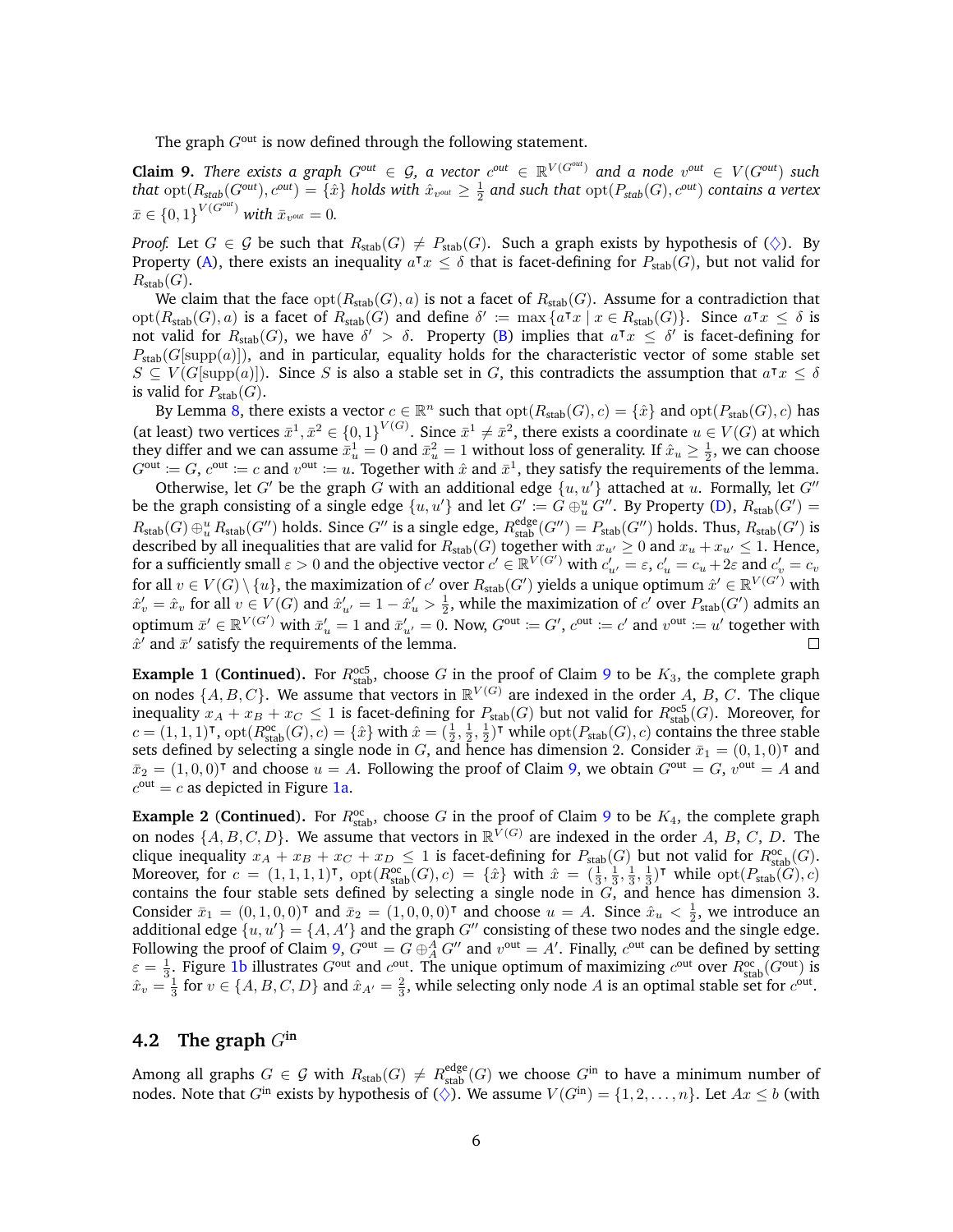The graph $G^{\text{out}}$ is now defined through the following statement.

**Claim 9.** *There exists a graph $G^{\text{out}} \in \mathcal{G}$, a vector $c^{\text{out}} \in \mathbb{R}^{V(G^{\text{out}})}$ and a node $v^{\text{out}} \in V(G^{\text{out}})$ such that $\text{opt}(R_{\text{stab}}(G^{\text{out}}), c^{\text{out}}) = \{\hat{x}\}$ holds with $\hat{x}_{v^{\text{out}}} \geq \frac{1}{2}$ and such that $\text{opt}(P_{\text{stab}}(G), c^{\text{out}})$ contains a vertex $\bar{x} \in \{0,1\}^{V(G^{\text{out}})}$ with $\bar{x}_{v^{\text{out}}} = 0$.*

*Proof.* Let $G \in \mathcal{G}$ be such that $R_{\text{stab}}(G) \neq P_{\text{stab}}(G)$. Such a graph exists by hypothesis of ($\diamondsuit$). By Property (A), there exists an inequality $a^\intercal x \leq \delta$ that is facet-defining for $P_{\text{stab}}(G)$, but not valid for $R_{\text{stab}}(G)$.

We claim that the face $\text{opt}(R_{\text{stab}}(G), a)$ is not a facet of $R_{\text{stab}}(G)$. Assume for a contradiction that $\text{opt}(R_{\text{stab}}(G), a)$ is a facet of $R_{\text{stab}}(G)$ and define $\delta' := \max\{a^\intercal x \mid x \in R_{\text{stab}}(G)\}$. Since $a^\intercal x \leq \delta$ is not valid for $R_{\text{stab}}(G)$, we have $\delta' > \delta$. Property (B) implies that $a^\intercal x \leq \delta'$ is facet-defining for $P_{\text{stab}}(G[\text{supp}(a)])$, and in particular, equality holds for the characteristic vector of some stable set $S \subseteq V(G[\text{supp}(a)])$. Since $S$ is also a stable set in $G$, this contradicts the assumption that $a^\intercal x \leq \delta$ is valid for $P_{\text{stab}}(G)$.

By Lemma 8, there exists a vector $c \in \mathbb{R}^n$ such that $\text{opt}(R_{\text{stab}}(G), c) = \{\hat{x}\}$ and $\text{opt}(P_{\text{stab}}(G), c)$ has (at least) two vertices $\bar{x}^1, \bar{x}^2 \in \{0,1\}^{V(G)}$. Since $\bar{x}^1 \neq \bar{x}^2$, there exists a coordinate $u \in V(G)$ at which they differ and we can assume $\bar{x}^1_u = 0$ and $\bar{x}^2_u = 1$ without loss of generality. If $\hat{x}_u \geq \frac{1}{2}$, we can choose $G^{\text{out}} := G$, $c^{\text{out}} := c$ and $v^{\text{out}} := u$. Together with $\hat{x}$ and $\bar{x}^1$, they satisfy the requirements of the lemma.

Otherwise, let $G'$ be the graph $G$ with an additional edge $\{u, u'\}$ attached at $u$. Formally, let $G''$ be the graph consisting of a single edge $\{u, u'\}$ and let $G' := G \oplus^u_u G''$. By Property (D), $R_{\text{stab}}(G') = R_{\text{stab}}(G) \oplus^u_u R_{\text{stab}}(G'')$ holds. Since $G''$ is a single edge, $R^{\text{edge}}_{\text{stab}}(G'') = P_{\text{stab}}(G'')$ holds. Thus, $R_{\text{stab}}(G')$ is described by all inequalities that are valid for $R_{\text{stab}}(G)$ together with $x_{u'} \geq 0$ and $x_u + x_{u'} \leq 1$. Hence, for a sufficiently small $\varepsilon > 0$ and the objective vector $c' \in \mathbb{R}^{V(G')}$ with $c'_{u'} = \varepsilon$, $c'_u = c_u + 2\varepsilon$ and $c'_v = c_v$ for all $v \in V(G) \setminus \{u\}$, the maximization of $c'$ over $R_{\text{stab}}(G')$ yields a unique optimum $\hat{x}' \in \mathbb{R}^{V(G')}$ with $\hat{x}'_v = \hat{x}_v$ for all $v \in V(G)$ and $\hat{x}'_{u'} = 1 - \hat{x}'_u > \frac{1}{2}$, while the maximization of $c'$ over $P_{\text{stab}}(G')$ admits an optimum $\bar{x}' \in \mathbb{R}^{V(G')}$ with $\bar{x}'_u = 1$ and $\bar{x}'_{u'} = 0$. Now, $G^{\text{out}} := G'$, $c^{\text{out}} := c'$ and $v^{\text{out}} := u'$ together with $\hat{x}'$ and $\bar{x}'$ satisfy the requirements of the lemma. $\square$

**Example 1 (Continued).** For $R^{\text{oc5}}_{\text{stab}}$, choose $G$ in the proof of Claim 9 to be $K_3$, the complete graph on nodes $\{A, B, C\}$. We assume that vectors in $\mathbb{R}^{V(G)}$ are indexed in the order $A$, $B$, $C$. The clique inequality $x_A + x_B + x_C \leq 1$ is facet-defining for $P_{\text{stab}}(G)$ but not valid for $R^{\text{oc5}}_{\text{stab}}(G)$. Moreover, for $c = (1,1,1)^\intercal$, $\text{opt}(R^{\text{oc}}_{\text{stab}}(G), c) = \{\hat{x}\}$ with $\hat{x} = (\frac{1}{2}, \frac{1}{2}, \frac{1}{2})^\intercal$ while $\text{opt}(P_{\text{stab}}(G), c)$ contains the three stable sets defined by selecting a single node in $G$, and hence has dimension 2. Consider $\bar{x}_1 = (0,1,0)^\intercal$ and $\bar{x}_2 = (1,0,0)^\intercal$ and choose $u = A$. Following the proof of Claim 9, we obtain $G^{\text{out}} = G$, $v^{\text{out}} = A$ and $c^{\text{out}} = c$ as depicted in Figure 1a.

**Example 2 (Continued).** For $R^{\text{oc}}_{\text{stab}}$, choose $G$ in the proof of Claim 9 to be $K_4$, the complete graph on nodes $\{A, B, C, D\}$. We assume that vectors in $\mathbb{R}^{V(G)}$ are indexed in the order $A$, $B$, $C$, $D$. The clique inequality $x_A + x_B + x_C + x_D \leq 1$ is facet-defining for $P_{\text{stab}}(G)$ but not valid for $R^{\text{oc}}_{\text{stab}}(G)$. Moreover, for $c = (1,1,1,1)^\intercal$, $\text{opt}(R^{\text{oc}}_{\text{stab}}(G), c) = \{\hat{x}\}$ with $\hat{x} = (\frac{1}{3}, \frac{1}{3}, \frac{1}{3}, \frac{1}{3})^\intercal$ while $\text{opt}(P_{\text{stab}}(G), c)$ contains the four stable sets defined by selecting a single node in $G$, and hence has dimension 3. Consider $\bar{x}_1 = (0,1,0,0)^\intercal$ and $\bar{x}_2 = (1,0,0,0)^\intercal$ and choose $u = A$. Since $\hat{x}_u < \frac{1}{2}$, we introduce an additional edge $\{u, u'\} = \{A, A'\}$ and the graph $G''$ consisting of these two nodes and the single edge. Following the proof of Claim 9, $G^{\text{out}} = G \oplus^A_A G''$ and $v^{\text{out}} = A'$. Finally, $c^{\text{out}}$ can be defined by setting $\varepsilon = \frac{1}{3}$. Figure 1b illustrates $G^{\text{out}}$ and $c^{\text{out}}$. The unique optimum of maximizing $c^{\text{out}}$ over $R^{\text{oc}}_{\text{stab}}(G^{\text{out}})$ is $\hat{x}_v = \frac{1}{3}$ for $v \in \{A, B, C, D\}$ and $\hat{x}_{A'} = \frac{2}{3}$, while selecting only node $A$ is an optimal stable set for $c^{\text{out}}$.

## 4.2 The graph $G^{\text{in}}$

Among all graphs $G \in \mathcal{G}$ with $R_{\text{stab}}(G) \neq R^{\text{edge}}_{\text{stab}}(G)$ we choose $G^{\text{in}}$ to have a minimum number of nodes. Note that $G^{\text{in}}$ exists by hypothesis of ($\diamondsuit$). We assume $V(G^{\text{in}}) = \{1, 2, \ldots, n\}$. Let $Ax \leq b$ (with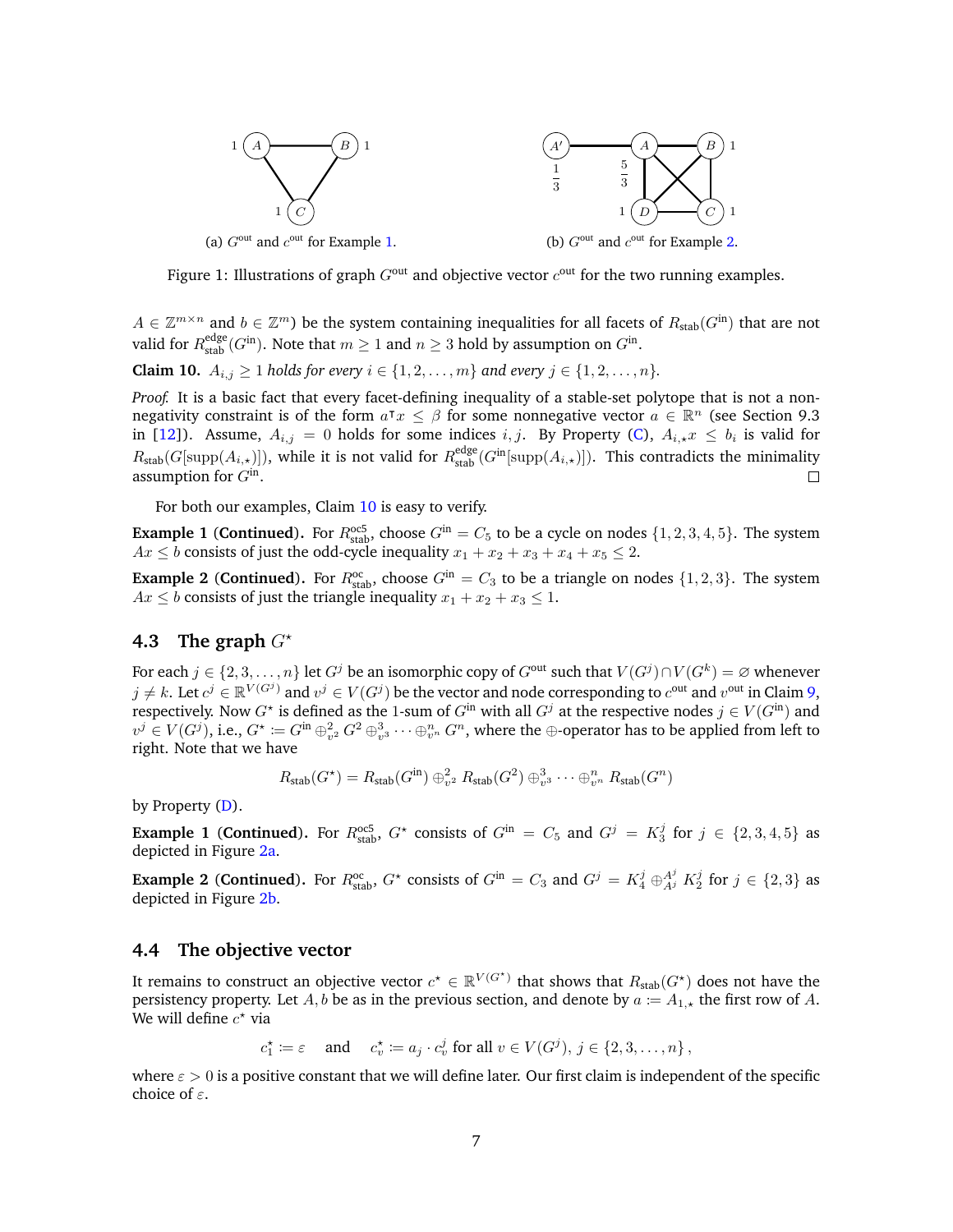(a) $G^{\text{out}}$ and $c^{\text{out}}$ for Example 1.

(b) $G^{\text{out}}$ and $c^{\text{out}}$ for Example 2.

Figure 1: Illustrations of graph $G^{\text{out}}$ and objective vector $c^{\text{out}}$ for the two running examples.

$A \in \mathbb{Z}^{m \times n}$ and $b \in \mathbb{Z}^m$) be the system containing inequalities for all facets of $R_{\text{stab}}(G^{\text{in}})$ that are not valid for $R^{\text{edge}}_{\text{stab}}(G^{\text{in}})$. Note that $m \geq 1$ and $n \geq 3$ hold by assumption on $G^{\text{in}}$.

**Claim 10.** *$A_{i,j} \geq 1$ holds for every $i \in \{1, 2, \ldots, m\}$ and every $j \in \{1, 2, \ldots, n\}$.*

*Proof.* It is a basic fact that every facet-defining inequality of a stable-set polytope that is not a non-negativity constraint is of the form $a^\intercal x \leq \beta$ for some nonnegative vector $a \in \mathbb{R}^n$ (see Section 9.3 in [12]). Assume, $A_{i,j} = 0$ holds for some indices $i, j$. By Property (C), $A_{i,\star} x \leq b_i$ is valid for $R_{\text{stab}}(G[\text{supp}(A_{i,\star})])$, while it is not valid for $R^{\text{edge}}_{\text{stab}}(G^{\text{in}}[\text{supp}(A_{i,\star})])$. This contradicts the minimality assumption for $G^{\text{in}}$. □

For both our examples, Claim 10 is easy to verify.

**Example 1 (Continued).** For $R^{\text{oc5}}_{\text{stab}}$, choose $G^{\text{in}} = C_5$ to be a cycle on nodes $\{1, 2, 3, 4, 5\}$. The system $Ax \leq b$ consists of just the odd-cycle inequality $x_1 + x_2 + x_3 + x_4 + x_5 \leq 2$.

**Example 2 (Continued).** For $R^{\text{oc}}_{\text{stab}}$, choose $G^{\text{in}} = C_3$ to be a triangle on nodes $\{1, 2, 3\}$. The system $Ax \leq b$ consists of just the triangle inequality $x_1 + x_2 + x_3 \leq 1$.

### 4.3 The graph $G^\star$

For each $j \in \{2, 3, \ldots, n\}$ let $G^j$ be an isomorphic copy of $G^{\text{out}}$ such that $V(G^j) \cap V(G^k) = \varnothing$ whenever $j \neq k$. Let $c^j \in \mathbb{R}^{V(G^j)}$ and $v^j \in V(G^j)$ be the vector and node corresponding to $c^{\text{out}}$ and $v^{\text{out}}$ in Claim 9, respectively. Now $G^\star$ is defined as the 1-sum of $G^{\text{in}}$ with all $G^j$ at the respective nodes $j \in V(G^{\text{in}})$ and $v^j \in V(G^j)$, i.e., $G^\star \coloneqq G^{\text{in}} \oplus^2_{v^2} G^2 \oplus^3_{v^3} \cdots \oplus^n_{v^n} G^n$, where the $\oplus$-operator has to be applied from left to right. Note that we have

$$R_{\text{stab}}(G^\star) = R_{\text{stab}}(G^{\text{in}}) \oplus^2_{v^2} R_{\text{stab}}(G^2) \oplus^3_{v^3} \cdots \oplus^n_{v^n} R_{\text{stab}}(G^n)$$

by Property (D).

**Example 1 (Continued).** For $R^{\text{oc5}}_{\text{stab}}$, $G^\star$ consists of $G^{\text{in}} = C_5$ and $G^j = K_3^j$ for $j \in \{2, 3, 4, 5\}$ as depicted in Figure 2a.

**Example 2 (Continued).** For $R^{\text{oc}}_{\text{stab}}$, $G^\star$ consists of $G^{\text{in}} = C_3$ and $G^j = K_4^j \oplus^{A^j}_{A^j} K_2^j$ for $j \in \{2, 3\}$ as depicted in Figure 2b.

### 4.4 The objective vector

It remains to construct an objective vector $c^\star \in \mathbb{R}^{V(G^\star)}$ that shows that $R_{\text{stab}}(G^\star)$ does not have the persistency property. Let $A, b$ be as in the previous section, and denote by $a \coloneqq A_{1,\star}$ the first row of $A$. We will define $c^\star$ via

$$c^\star_1 \coloneqq \varepsilon \quad \text{and} \quad c^\star_v \coloneqq a_j \cdot c^j_v \text{ for all } v \in V(G^j),\, j \in \{2, 3, \ldots, n\},$$

where $\varepsilon > 0$ is a positive constant that we will define later. Our first claim is independent of the specific choice of $\varepsilon$.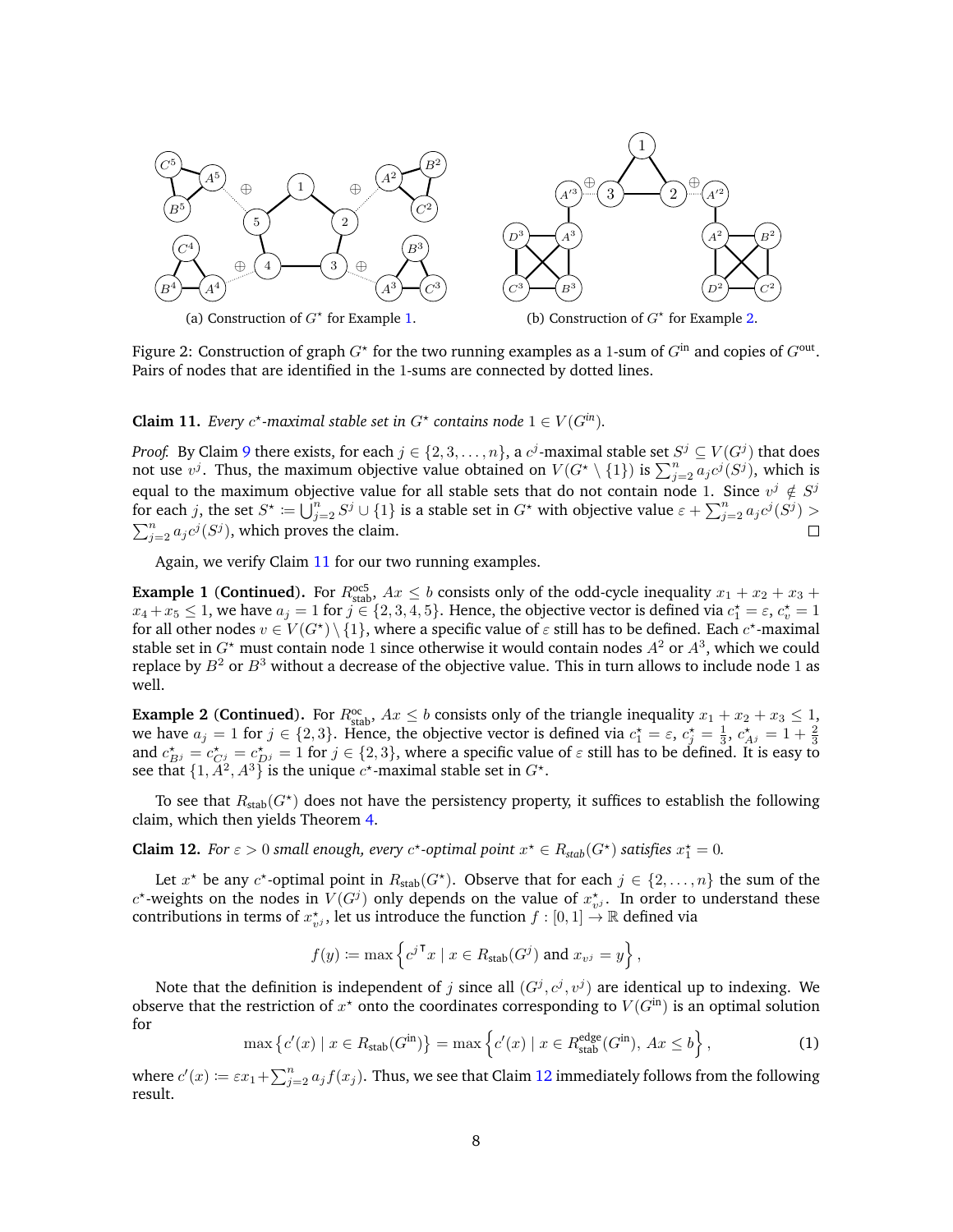(a) Construction of $G^\star$ for Example 1.

(b) Construction of $G^\star$ for Example 2.

Figure 2: Construction of graph $G^\star$ for the two running examples as a 1-sum of $G^{\text{in}}$ and copies of $G^{\text{out}}$. Pairs of nodes that are identified in the 1-sums are connected by dotted lines.

**Claim 11.** *Every $c^\star$-maximal stable set in $G^\star$ contains node $1 \in V(G^{in})$.*

*Proof.* By Claim 9 there exists, for each $j \in \{2, 3, \dots, n\}$, a $c^j$-maximal stable set $S^j \subseteq V(G^j)$ that does not use $v^j$. Thus, the maximum objective value obtained on $V(G^\star \setminus \{1\})$ is $\sum_{j=2}^n a_j c^j(S^j)$, which is equal to the maximum objective value for all stable sets that do not contain node 1. Since $v^j \notin S^j$ for each $j$, the set $S^\star := \bigcup_{j=2}^n S^j \cup \{1\}$ is a stable set in $G^\star$ with objective value $\varepsilon + \sum_{j=2}^n a_j c^j(S^j) > \sum_{j=2}^n a_j c^j(S^j)$, which proves the claim. □

Again, we verify Claim 11 for our two running examples.

**Example 1 (Continued).** For $R^{\text{oc5}}_{\text{stab}}$, $Ax \le b$ consists only of the odd-cycle inequality $x_1 + x_2 + x_3 + x_4 + x_5 \le 1$, we have $a_j = 1$ for $j \in \{2, 3, 4, 5\}$. Hence, the objective vector is defined via $c^\star_1 = \varepsilon$, $c^\star_v = 1$ for all other nodes $v \in V(G^\star) \setminus \{1\}$, where a specific value of $\varepsilon$ still has to be defined. Each $c^\star$-maximal stable set in $G^\star$ must contain node 1 since otherwise it would contain nodes $A^2$ or $A^3$, which we could replace by $B^2$ or $B^3$ without a decrease of the objective value. This in turn allows to include node 1 as well.

**Example 2 (Continued).** For $R^{\text{oc}}_{\text{stab}}$, $Ax \le b$ consists only of the triangle inequality $x_1 + x_2 + x_3 \le 1$, we have $a_j = 1$ for $j \in \{2, 3\}$. Hence, the objective vector is defined via $c^\star_1 = \varepsilon$, $c^\star_j = \frac{1}{3}$, $c^\star_{A^j} = 1 + \frac{2}{3}$ and $c^\star_{B^j} = c^\star_{C^j} = c^\star_{D^j} = 1$ for $j \in \{2, 3\}$, where a specific value of $\varepsilon$ still has to be defined. It is easy to see that $\{1, A^2, A^3\}$ is the unique $c^\star$-maximal stable set in $G^\star$.

To see that $R_{\text{stab}}(G^\star)$ does not have the persistency property, it suffices to establish the following claim, which then yields Theorem 4.

**Claim 12.** *For $\varepsilon > 0$ small enough, every $c^\star$-optimal point $x^\star \in R_{stab}(G^\star)$ satisfies $x^\star_1 = 0$.*

Let $x^\star$ be any $c^\star$-optimal point in $R_{\text{stab}}(G^\star)$. Observe that for each $j \in \{2, \dots, n\}$ the sum of the $c^\star$-weights on the nodes in $V(G^j)$ only depends on the value of $x^\star_{v^j}$. In order to understand these contributions in terms of $x^\star_{v^j}$, let us introduce the function $f : [0, 1] \to \mathbb{R}$ defined via

$$f(y) := \max\left\{ {c^j}^\intercal x \mid x \in R_{\text{stab}}(G^j) \text{ and } x_{v^j} = y \right\},$$

Note that the definition is independent of $j$ since all $(G^j, c^j, v^j)$ are identical up to indexing. We observe that the restriction of $x^\star$ onto the coordinates corresponding to $V(G^{\text{in}})$ is an optimal solution for

$$\max\left\{ c'(x) \mid x \in R_{\text{stab}}(G^{\text{in}}) \right\} = \max\left\{ c'(x) \mid x \in R^{\text{edge}}_{\text{stab}}(G^{\text{in}}),\ Ax \le b \right\}, \tag{1}$$

where $c'(x) := \varepsilon x_1 + \sum_{j=2}^n a_j f(x_j)$. Thus, we see that Claim 12 immediately follows from the following result.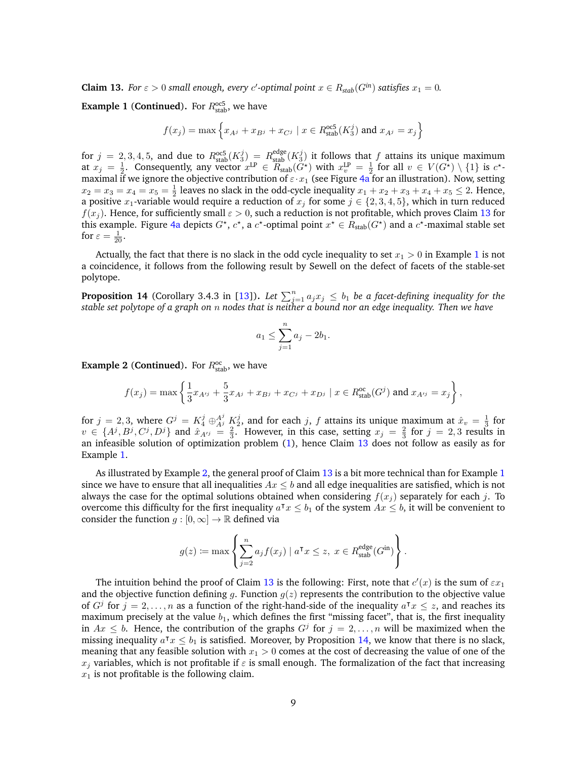**Claim 13.** *For $\varepsilon > 0$ small enough, every $c'$-optimal point $x \in R_{stab}(G^{in})$ satisfies $x_1 = 0$.*

**Example 1 (Continued).** For $R^{\text{oc5}}_{\text{stab}}$, we have

$$f(x_j) = \max\left\{x_{A^j} + x_{B^j} + x_{C^j} \mid x \in R^{\text{oc5}}_{\text{stab}}(K_3^j) \text{ and } x_{A^j} = x_j\right\}$$

for $j = 2, 3, 4, 5$, and due to $R^{\text{oc5}}_{\text{stab}}(K_3^j) = R^{\text{edge}}_{\text{stab}}(K_3^j)$ it follows that $f$ attains its unique maximum at $x_j = \frac{1}{2}$. Consequently, any vector $x^{\text{LP}} \in R_{\text{stab}}(G^\star)$ with $x^{\text{LP}}_v = \frac{1}{2}$ for all $v \in V(G^\star) \setminus \{1\}$ is $c^\star$-maximal if we ignore the objective contribution of $\varepsilon \cdot x_1$ (see Figure 4a for an illustration). Now, setting $x_2 = x_3 = x_4 = x_5 = \frac{1}{2}$ leaves no slack in the odd-cycle inequality $x_1 + x_2 + x_3 + x_4 + x_5 \leq 2$. Hence, a positive $x_1$-variable would require a reduction of $x_j$ for some $j \in \{2, 3, 4, 5\}$, which in turn reduced $f(x_j)$. Hence, for sufficiently small $\varepsilon > 0$, such a reduction is not profitable, which proves Claim 13 for this example. Figure 4a depicts $G^\star$, $c^\star$, a $c^\star$-optimal point $x^\star \in R_{\text{stab}}(G^\star)$ and a $c^\star$-maximal stable set for $\varepsilon = \frac{1}{20}$.

Actually, the fact that there is no slack in the odd cycle inequality to set $x_1 > 0$ in Example 1 is not a coincidence, it follows from the following result by Sewell on the defect of facets of the stable-set polytope.

**Proposition 14** (Corollary 3.4.3 in [13])**.** *Let $\sum_{j=1}^n a_j x_j \leq b_1$ be a facet-defining inequality for the stable set polytope of a graph on $n$ nodes that is neither a bound nor an edge inequality. Then we have*

$$a_1 \leq \sum_{j=1}^n a_j - 2b_1.$$

**Example 2 (Continued).** For $R^{\text{oc}}_{\text{stab}}$, we have

$$f(x_j) = \max\left\{\frac{1}{3}x_{A'^j} + \frac{5}{3}x_{A^j} + x_{B^j} + x_{C^j} + x_{D^j} \mid x \in R^{\text{oc}}_{\text{stab}}(G^j) \text{ and } x_{A'^j} = x_j\right\},$$

for $j = 2, 3$, where $G^j = K_4^j \oplus_{A^j}^{A^j} K_2^j$, and for each $j$, $f$ attains its unique maximum at $\hat{x}_v = \frac{1}{3}$ for $v \in \{A^j, B^j, C^j, D^j\}$ and $\hat{x}_{A'^j} = \frac{2}{3}$. However, in this case, setting $x_j = \frac{2}{3}$ for $j = 2, 3$ results in an infeasible solution of optimization problem (1), hence Claim 13 does not follow as easily as for Example 1.

As illustrated by Example 2, the general proof of Claim 13 is a bit more technical than for Example 1 since we have to ensure that all inequalities $Ax \leq b$ and all edge inequalities are satisfied, which is not always the case for the optimal solutions obtained when considering $f(x_j)$ separately for each $j$. To overcome this difficulty for the first inequality $a^\intercal x \leq b_1$ of the system $Ax \leq b$, it will be convenient to consider the function $g : [0, \infty] \to \mathbb{R}$ defined via

$$g(z) := \max\left\{\sum_{j=2}^n a_j f(x_j) \mid a^\intercal x \leq z,\ x \in R^{\text{edge}}_{\text{stab}}(G^{\text{in}})\right\}.$$

The intuition behind the proof of Claim 13 is the following: First, note that $c'(x)$ is the sum of $\varepsilon x_1$ and the objective function defining $g$. Function $g(z)$ represents the contribution to the objective value of $G^j$ for $j = 2, \ldots, n$ as a function of the right-hand-side of the inequality $a^\intercal x \leq z$, and reaches its maximum precisely at the value $b_1$, which defines the first "missing facet", that is, the first inequality in $Ax \leq b$. Hence, the contribution of the graphs $G^j$ for $j = 2, \ldots, n$ will be maximized when the missing inequality $a^\intercal x \leq b_1$ is satisfied. Moreover, by Proposition 14, we know that there is no slack, meaning that any feasible solution with $x_1 > 0$ comes at the cost of decreasing the value of one of the $x_j$ variables, which is not profitable if $\varepsilon$ is small enough. The formalization of the fact that increasing $x_1$ is not profitable is the following claim.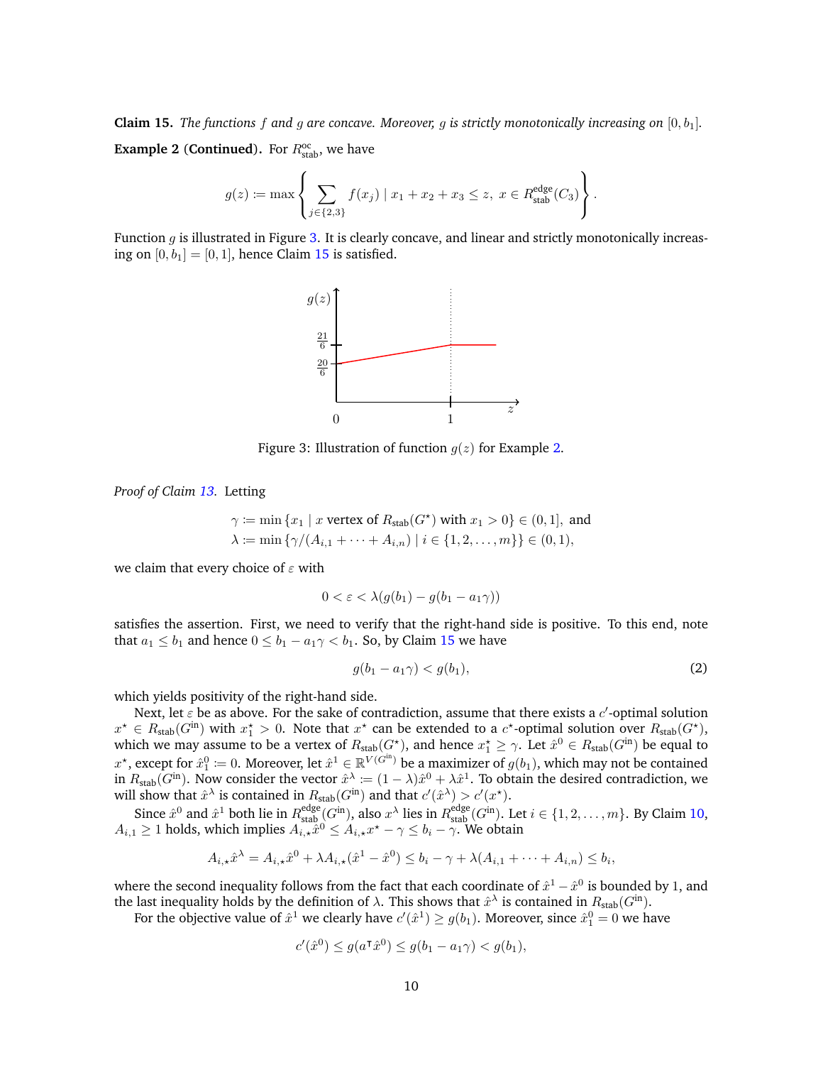**Claim 15.** *The functions $f$ and $g$ are concave. Moreover, $g$ is strictly monotonically increasing on $[0, b_1]$.*

**Example 2 (Continued).** For $R^{\text{oc}}_{\text{stab}}$, we have

$$g(z) := \max\left\{ \sum_{j\in\{2,3\}} f(x_j) \mid x_1 + x_2 + x_3 \le z,\ x \in R^{\text{edge}}_{\text{stab}}(C_3) \right\}.$$

Function $g$ is illustrated in Figure 3. It is clearly concave, and linear and strictly monotonically increasing on $[0, b_1] = [0, 1]$, hence Claim 15 is satisfied.

Figure 3: Illustration of function $g(z)$ for Example 2.

*Proof of Claim 13.* Letting

$$\gamma := \min\{x_1 \mid x \text{ vertex of } R_{\text{stab}}(G^\star) \text{ with } x_1 > 0\} \in (0, 1], \text{ and}$$
$$\lambda := \min\{\gamma/(A_{i,1} + \cdots + A_{i,n}) \mid i \in \{1, 2, \ldots, m\}\} \in (0, 1),$$

we claim that every choice of $\varepsilon$ with

$$0 < \varepsilon < \lambda(g(b_1) - g(b_1 - a_1\gamma))$$

satisfies the assertion. First, we need to verify that the right-hand side is positive. To this end, note that $a_1 \le b_1$ and hence $0 \le b_1 - a_1\gamma < b_1$. So, by Claim 15 we have

$$g(b_1 - a_1\gamma) < g(b_1), \tag{2}$$

which yields positivity of the right-hand side.

Next, let $\varepsilon$ be as above. For the sake of contradiction, assume that there exists a $c'$-optimal solution $x^\star \in R_{\text{stab}}(G^{\text{in}})$ with $x^\star_1 > 0$. Note that $x^\star$ can be extended to a $c^\star$-optimal solution over $R_{\text{stab}}(G^\star)$, which we may assume to be a vertex of $R_{\text{stab}}(G^\star)$, and hence $x^\star_1 \ge \gamma$. Let $\hat{x}^0 \in R_{\text{stab}}(G^{\text{in}})$ be equal to $x^\star$, except for $\hat{x}^0_1 := 0$. Moreover, let $\hat{x}^1 \in \mathbb{R}^{V(G^{\text{in}})}$ be a maximizer of $g(b_1)$, which may not be contained in $R_{\text{stab}}(G^{\text{in}})$. Now consider the vector $\hat{x}^\lambda := (1-\lambda)\hat{x}^0 + \lambda\hat{x}^1$. To obtain the desired contradiction, we will show that $\hat{x}^\lambda$ is contained in $R_{\text{stab}}(G^{\text{in}})$ and that $c'(\hat{x}^\lambda) > c'(x^\star)$.

Since $\hat{x}^0$ and $\hat{x}^1$ both lie in $R^{\text{edge}}_{\text{stab}}(G^{\text{in}})$, also $x^\lambda$ lies in $R^{\text{edge}}_{\text{stab}}(G^{\text{in}})$. Let $i \in \{1, 2, \ldots, m\}$. By Claim 10, $A_{i,1} \ge 1$ holds, which implies $A_{i,\star}\hat{x}^0 \le A_{i,\star}x^\star - \gamma \le b_i - \gamma$. We obtain

$$A_{i,\star}\hat{x}^\lambda = A_{i,\star}\hat{x}^0 + \lambda A_{i,\star}(\hat{x}^1 - \hat{x}^0) \le b_i - \gamma + \lambda(A_{i,1} + \cdots + A_{i,n}) \le b_i,$$

where the second inequality follows from the fact that each coordinate of $\hat{x}^1 - \hat{x}^0$ is bounded by 1, and the last inequality holds by the definition of $\lambda$. This shows that $\hat{x}^\lambda$ is contained in $R_{\text{stab}}(G^{\text{in}})$.

For the objective value of $\hat{x}^1$ we clearly have $c'(\hat{x}^1) \ge g(b_1)$. Moreover, since $\hat{x}^0_1 = 0$ we have

$$c'(\hat{x}^0) \le g(a^\intercal\hat{x}^0) \le g(b_1 - a_1\gamma) < g(b_1),$$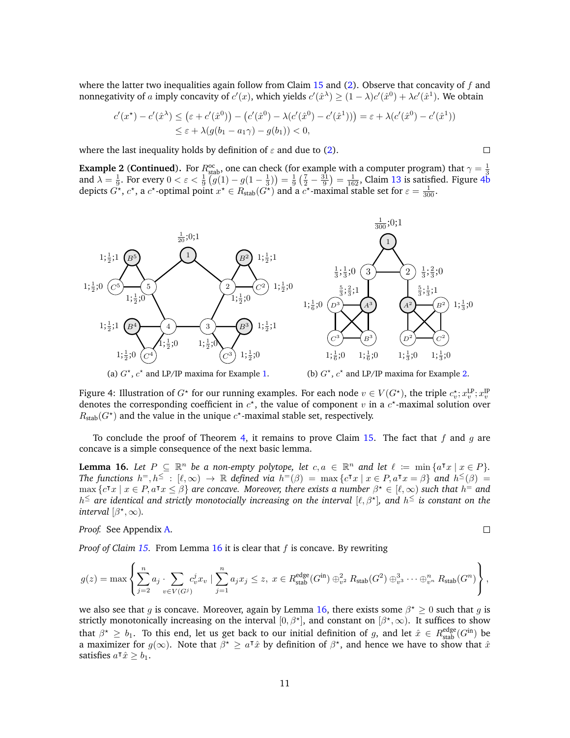where the latter two inequalities again follow from Claim 15 and (2). Observe that concavity of $f$ and nonnegativity of $a$ imply concavity of $c'(x)$, which yields $c'(\hat{x}^\lambda) \geq (1-\lambda)c'(\hat{x}^0) + \lambda c'(\hat{x}^1)$. We obtain

$$
\begin{aligned}
c'(x^\star) - c'(\hat{x}^\lambda) &\leq \left(\varepsilon + c'(\hat{x}^0)\right) - \left(c'(\hat{x}^0) - \lambda(c'(\hat{x}^0) - c'(\hat{x}^1))\right) = \varepsilon + \lambda(c'(\hat{x}^0) - c'(\hat{x}^1)) \\
&\leq \varepsilon + \lambda(g(b_1 - a_1\gamma) - g(b_1)) < 0,
\end{aligned}
$$

where the last inequality holds by definition of $\varepsilon$ and due to (2). □

**Example 2 (Continued).** For $R^{\text{oc}}_{\text{stab}}$, one can check (for example with a computer program) that $\gamma = \frac{1}{3}$ and $\lambda = \frac{1}{9}$. For every $0 < \varepsilon < \frac{1}{9}\left(g(1) - g(1-\frac{1}{3})\right) = \frac{1}{9}\left(\frac{7}{2} - \frac{31}{9}\right) = \frac{1}{162}$, Claim 13 is satisfied. Figure 4b depicts $G^\star$, $c^\star$, a $c^\star$-optimal point $x^\star \in R_{\text{stab}}(G^\star)$ and a $c^\star$-maximal stable set for $\varepsilon = \frac{1}{300}$.

(a) $G^\star$, $c^\star$ and LP/IP maxima for Example 1.

(b) $G^\star$, $c^\star$ and LP/IP maxima for Example 2.

Figure 4: Illustration of $G^\star$ for our running examples. For each node $v \in V(G^\star)$, the triple $c^\star_v; x^{\text{LP}}_v; x^{\text{IP}}_v$ denotes the corresponding coefficient in $c^\star$, the value of component $v$ in a $c^\star$-maximal solution over $R_{\text{stab}}(G^\star)$ and the value in the unique $c^\star$-maximal stable set, respectively.

To conclude the proof of Theorem 4, it remains to prove Claim 15. The fact that $f$ and $g$ are concave is a simple consequence of the next basic lemma.

**Lemma 16.** *Let $P \subseteq \mathbb{R}^n$ be a non-empty polytope, let $c, a \in \mathbb{R}^n$ and let $\ell := \min\{a^\intercal x \mid x \in P\}$. The functions $h^=, h^\leq : [\ell, \infty) \to \mathbb{R}$ defined via $h^=(\beta) = \max\{c^\intercal x \mid x \in P, a^\intercal x = \beta\}$ and $h^\leq(\beta) = \max\{c^\intercal x \mid x \in P, a^\intercal x \leq \beta\}$ are concave. Moreover, there exists a number $\beta^\star \in [\ell, \infty)$ such that $h^=$ and $h^\leq$ are identical and strictly monotocially increasing on the interval $[\ell, \beta^\star]$, and $h^\leq$ is constant on the interval $[\beta^\star, \infty)$.*

*Proof.* See Appendix A. □

*Proof of Claim 15.* From Lemma 16 it is clear that $f$ is concave. By rewriting

$$
g(z) = \max\left\{\sum_{j=2}^{n} a_j \cdot \sum_{v \in V(G^j)} c^j_v x_v \mid \sum_{j=1}^{n} a_j x_j \leq z,\ x \in R^{\text{edge}}_{\text{stab}}(G^{\text{in}}) \oplus^2_{v^2} R_{\text{stab}}(G^2) \oplus^3_{v^3} \cdots \oplus^n_{v^n} R_{\text{stab}}(G^n)\right\},
$$

we also see that $g$ is concave. Moreover, again by Lemma 16, there exists some $\beta^\star \geq 0$ such that $g$ is strictly monotonically increasing on the interval $[0, \beta^\star]$, and constant on $[\beta^\star, \infty)$. It suffices to show that $\beta^\star \geq b_1$. To this end, let us get back to our initial definition of $g$, and let $\hat{x} \in R^{\text{edge}}_{\text{stab}}(G^{\text{in}})$ be a maximizer for $g(\infty)$. Note that $\beta^\star \geq a^\intercal \hat{x}$ by definition of $\beta^\star$, and hence we have to show that $\hat{x}$ satisfies $a^\intercal \hat{x} \geq b_1$.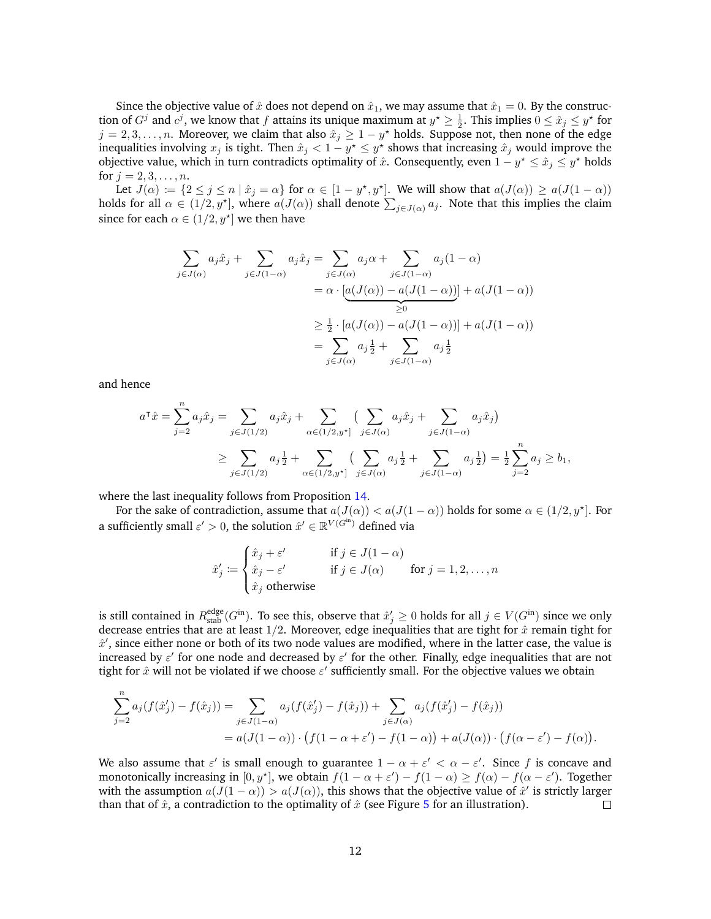Since the objective value of $\hat{x}$ does not depend on $\hat{x}_1$, we may assume that $\hat{x}_1 = 0$. By the construction of $G^j$ and $c^j$, we know that $f$ attains its unique maximum at $y^\star \geq \frac{1}{2}$. This implies $0 \leq \hat{x}_j \leq y^\star$ for $j = 2, 3, \ldots, n$. Moreover, we claim that also $\hat{x}_j \geq 1 - y^\star$ holds. Suppose not, then none of the edge inequalities involving $x_j$ is tight. Then $\hat{x}_j < 1 - y^\star \leq y^\star$ shows that increasing $\hat{x}_j$ would improve the objective value, which in turn contradicts optimality of $\hat{x}$. Consequently, even $1 - y^\star \leq \hat{x}_j \leq y^\star$ holds for $j = 2, 3, \ldots, n$.

Let $J(\alpha) \coloneqq \{2 \leq j \leq n \mid \hat{x}_j = \alpha\}$ for $\alpha \in [1 - y^\star, y^\star]$. We will show that $a(J(\alpha)) \geq a(J(1-\alpha))$ holds for all $\alpha \in (1/2, y^\star]$, where $a(J(\alpha))$ shall denote $\sum_{j \in J(\alpha)} a_j$. Note that this implies the claim since for each $\alpha \in (1/2, y^\star]$ we then have

$$
\begin{aligned}
\sum_{j \in J(\alpha)} a_j \hat{x}_j + \sum_{j \in J(1-\alpha)} a_j \hat{x}_j &= \sum_{j \in J(\alpha)} a_j \alpha + \sum_{j \in J(1-\alpha)} a_j (1 - \alpha) \\
&= \alpha \cdot [\underbrace{a(J(\alpha)) - a(J(1-\alpha))}_{\geq 0}] + a(J(1-\alpha)) \\
&\geq \tfrac{1}{2} \cdot [a(J(\alpha)) - a(J(1-\alpha))] + a(J(1-\alpha)) \\
&= \sum_{j \in J(\alpha)} a_j \tfrac{1}{2} + \sum_{j \in J(1-\alpha)} a_j \tfrac{1}{2}
\end{aligned}
$$

and hence

$$
\begin{aligned}
a^\intercal \hat{x} = \sum_{j=2}^{n} a_j \hat{x}_j &= \sum_{j \in J(1/2)} a_j \hat{x}_j + \sum_{\alpha \in (1/2, y^\star]} \big( \sum_{j \in J(\alpha)} a_j \hat{x}_j + \sum_{j \in J(1-\alpha)} a_j \hat{x}_j \big) \\
&\geq \sum_{j \in J(1/2)} a_j \tfrac{1}{2} + \sum_{\alpha \in (1/2, y^\star]} \big( \sum_{j \in J(\alpha)} a_j \tfrac{1}{2} + \sum_{j \in J(1-\alpha)} a_j \tfrac{1}{2} \big) = \tfrac{1}{2} \sum_{j=2}^{n} a_j \geq b_1,
\end{aligned}
$$

where the last inequality follows from Proposition 14.

For the sake of contradiction, assume that $a(J(\alpha)) < a(J(1-\alpha))$ holds for some $\alpha \in (1/2, y^\star]$. For a sufficiently small $\varepsilon' > 0$, the solution $\hat{x}' \in \mathbb{R}^{V(G^{\text{in}})}$ defined via

$$
\hat{x}'_j \coloneqq \begin{cases} \hat{x}_j + \varepsilon' & \text{if } j \in J(1-\alpha) \\ \hat{x}_j - \varepsilon' & \text{if } j \in J(\alpha) \\ \hat{x}_j \text{ otherwise} \end{cases} \qquad \text{for } j = 1, 2, \ldots, n
$$

is still contained in $R^{\text{edge}}_{\text{stab}}(G^{\text{in}})$. To see this, observe that $\hat{x}'_j \geq 0$ holds for all $j \in V(G^{\text{in}})$ since we only decrease entries that are at least $1/2$. Moreover, edge inequalities that are tight for $\hat{x}$ remain tight for $\hat{x}'$, since either none or both of its two node values are modified, where in the latter case, the value is increased by $\varepsilon'$ for one node and decreased by $\varepsilon'$ for the other. Finally, edge inequalities that are not tight for $\hat{x}$ will not be violated if we choose $\varepsilon'$ sufficiently small. For the objective values we obtain

$$
\begin{aligned}
\sum_{j=2}^{n} a_j (f(\hat{x}'_j) - f(\hat{x}_j)) &= \sum_{j \in J(1-\alpha)} a_j (f(\hat{x}'_j) - f(\hat{x}_j)) + \sum_{j \in J(\alpha)} a_j (f(\hat{x}'_j) - f(\hat{x}_j)) \\
&= a(J(1-\alpha)) \cdot \big( f(1 - \alpha + \varepsilon') - f(1 - \alpha) \big) + a(J(\alpha)) \cdot \big( f(\alpha - \varepsilon') - f(\alpha) \big).
\end{aligned}
$$

We also assume that $\varepsilon'$ is small enough to guarantee $1 - \alpha + \varepsilon' < \alpha - \varepsilon'$. Since $f$ is concave and monotonically increasing in $[0, y^\star]$, we obtain $f(1 - \alpha + \varepsilon') - f(1 - \alpha) \geq f(\alpha) - f(\alpha - \varepsilon')$. Together with the assumption $a(J(1-\alpha)) > a(J(\alpha))$, this shows that the objective value of $\hat{x}'$ is strictly larger than that of $\hat{x}$, a contradiction to the optimality of $\hat{x}$ (see Figure 5 for an illustration). $\square$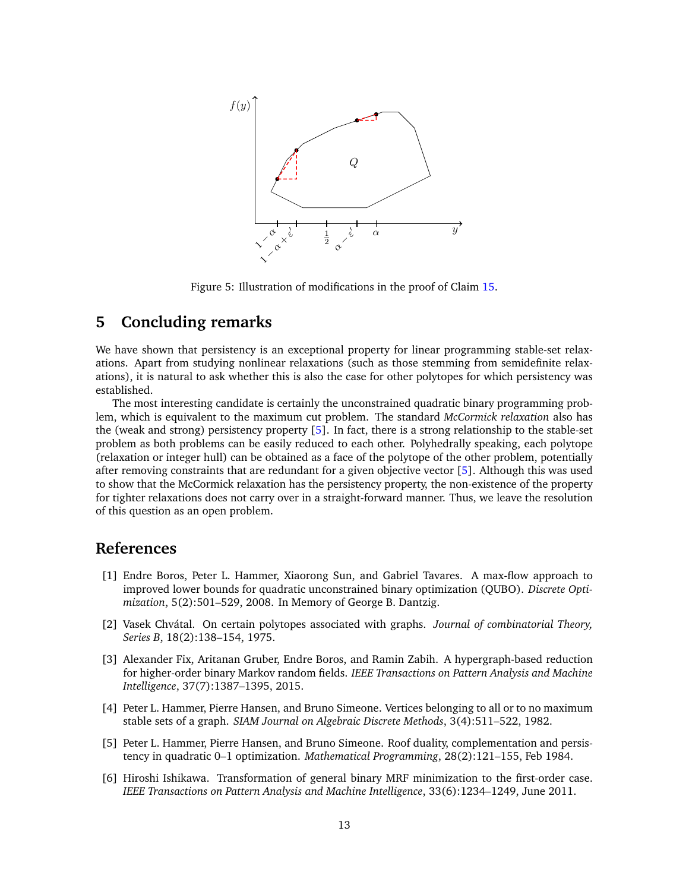Figure 5: Illustration of modifications in the proof of Claim 15.

## 5 Concluding remarks

We have shown that persistency is an exceptional property for linear programming stable-set relaxations. Apart from studying nonlinear relaxations (such as those stemming from semidefinite relaxations), it is natural to ask whether this is also the case for other polytopes for which persistency was established.

The most interesting candidate is certainly the unconstrained quadratic binary programming problem, which is equivalent to the maximum cut problem. The standard *McCormick relaxation* also has the (weak and strong) persistency property [5]. In fact, there is a strong relationship to the stable-set problem as both problems can be easily reduced to each other. Polyhedrally speaking, each polytope (relaxation or integer hull) can be obtained as a face of the polytope of the other problem, potentially after removing constraints that are redundant for a given objective vector [5]. Although this was used to show that the McCormick relaxation has the persistency property, the non-existence of the property for tighter relaxations does not carry over in a straight-forward manner. Thus, we leave the resolution of this question as an open problem.

## References

[1] Endre Boros, Peter L. Hammer, Xiaorong Sun, and Gabriel Tavares. A max-flow approach to improved lower bounds for quadratic unconstrained binary optimization (QUBO). *Discrete Optimization*, 5(2):501–529, 2008. In Memory of George B. Dantzig.

[2] Vasek Chvátal. On certain polytopes associated with graphs. *Journal of combinatorial Theory, Series B*, 18(2):138–154, 1975.

[3] Alexander Fix, Aritanan Gruber, Endre Boros, and Ramin Zabih. A hypergraph-based reduction for higher-order binary Markov random fields. *IEEE Transactions on Pattern Analysis and Machine Intelligence*, 37(7):1387–1395, 2015.

[4] Peter L. Hammer, Pierre Hansen, and Bruno Simeone. Vertices belonging to all or to no maximum stable sets of a graph. *SIAM Journal on Algebraic Discrete Methods*, 3(4):511–522, 1982.

[5] Peter L. Hammer, Pierre Hansen, and Bruno Simeone. Roof duality, complementation and persistency in quadratic 0–1 optimization. *Mathematical Programming*, 28(2):121–155, Feb 1984.

[6] Hiroshi Ishikawa. Transformation of general binary MRF minimization to the first-order case. *IEEE Transactions on Pattern Analysis and Machine Intelligence*, 33(6):1234–1249, June 2011.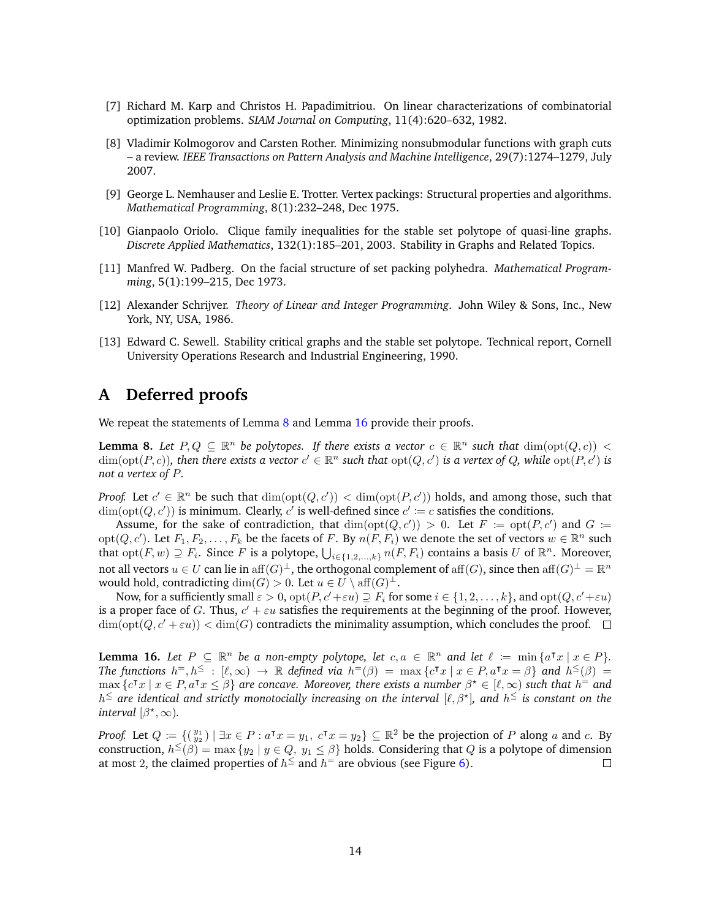[7] Richard M. Karp and Christos H. Papadimitriou. On linear characterizations of combinatorial optimization problems. *SIAM Journal on Computing*, 11(4):620–632, 1982.

[8] Vladimir Kolmogorov and Carsten Rother. Minimizing nonsubmodular functions with graph cuts – a review. *IEEE Transactions on Pattern Analysis and Machine Intelligence*, 29(7):1274–1279, July 2007.

[9] George L. Nemhauser and Leslie E. Trotter. Vertex packings: Structural properties and algorithms. *Mathematical Programming*, 8(1):232–248, Dec 1975.

[10] Gianpaolo Oriolo. Clique family inequalities for the stable set polytope of quasi-line graphs. *Discrete Applied Mathematics*, 132(1):185–201, 2003. Stability in Graphs and Related Topics.

[11] Manfred W. Padberg. On the facial structure of set packing polyhedra. *Mathematical Programming*, 5(1):199–215, Dec 1973.

[12] Alexander Schrijver. *Theory of Linear and Integer Programming*. John Wiley & Sons, Inc., New York, NY, USA, 1986.

[13] Edward C. Sewell. Stability critical graphs and the stable set polytope. Technical report, Cornell University Operations Research and Industrial Engineering, 1990.

# A Deferred proofs

We repeat the statements of Lemma 8 and Lemma 16 provide their proofs.

**Lemma 8.** *Let $P, Q \subseteq \mathbb{R}^n$ be polytopes. If there exists a vector $c \in \mathbb{R}^n$ such that $\dim(\operatorname{opt}(Q,c)) < \dim(\operatorname{opt}(P,c))$, then there exists a vector $c' \in \mathbb{R}^n$ such that $\operatorname{opt}(Q,c')$ is a vertex of $Q$, while $\operatorname{opt}(P,c')$ is not a vertex of $P$.*

*Proof.* Let $c' \in \mathbb{R}^n$ be such that $\dim(\operatorname{opt}(Q,c')) < \dim(\operatorname{opt}(P,c'))$ holds, and among those, such that $\dim(\operatorname{opt}(Q,c'))$ is minimum. Clearly, $c'$ is well-defined since $c' := c$ satisfies the conditions.

Assume, for the sake of contradiction, that $\dim(\operatorname{opt}(Q,c')) > 0$. Let $F := \operatorname{opt}(P,c')$ and $G := \operatorname{opt}(Q,c')$. Let $F_1, F_2, \dots, F_k$ be the facets of $F$. By $n(F, F_i)$ we denote the set of vectors $w \in \mathbb{R}^n$ such that $\operatorname{opt}(F,w) \supseteq F_i$. Since $F$ is a polytope, $\bigcup_{i \in \{1,2,\dots,k\}} n(F,F_i)$ contains a basis $U$ of $\mathbb{R}^n$. Moreover, not all vectors $u \in U$ can lie in $\operatorname{aff}(G)^\perp$, the orthogonal complement of $\operatorname{aff}(G)$, since then $\operatorname{aff}(G)^\perp = \mathbb{R}^n$ would hold, contradicting $\dim(G) > 0$. Let $u \in U \setminus \operatorname{aff}(G)^\perp$.

Now, for a sufficiently small $\varepsilon > 0$, $\operatorname{opt}(P, c' + \varepsilon u) \supseteq F_i$ for some $i \in \{1,2,\dots,k\}$, and $\operatorname{opt}(Q, c' + \varepsilon u)$ is a proper face of $G$. Thus, $c' + \varepsilon u$ satisfies the requirements at the beginning of the proof. However, $\dim(\operatorname{opt}(Q, c' + \varepsilon u)) < \dim(G)$ contradicts the minimality assumption, which concludes the proof. $\square$

**Lemma 16.** *Let $P \subseteq \mathbb{R}^n$ be a non-empty polytope, let $c, a \in \mathbb{R}^n$ and let $\ell := \min\{a^\intercal x \mid x \in P\}$. The functions $h^=, h^\leq : [\ell, \infty) \to \mathbb{R}$ defined via $h^=(\beta) = \max\{c^\intercal x \mid x \in P, a^\intercal x = \beta\}$ and $h^\leq(\beta) = \max\{c^\intercal x \mid x \in P, a^\intercal x \leq \beta\}$ are concave. Moreover, there exists a number $\beta^\star \in [\ell, \infty)$ such that $h^=$ and $h^\leq$ are identical and strictly monotocially increasing on the interval $[\ell, \beta^\star]$, and $h^\leq$ is constant on the interval $[\beta^\star, \infty)$.*

*Proof.* Let $Q := \{\binom{y_1}{y_2} \mid \exists x \in P : a^\intercal x = y_1,\ c^\intercal x = y_2\} \subseteq \mathbb{R}^2$ be the projection of $P$ along $a$ and $c$. By construction, $h^\leq(\beta) = \max\{y_2 \mid y \in Q,\ y_1 \leq \beta\}$ holds. Considering that $Q$ is a polytope of dimension at most 2, the claimed properties of $h^\leq$ and $h^=$ are obvious (see Figure 6). $\square$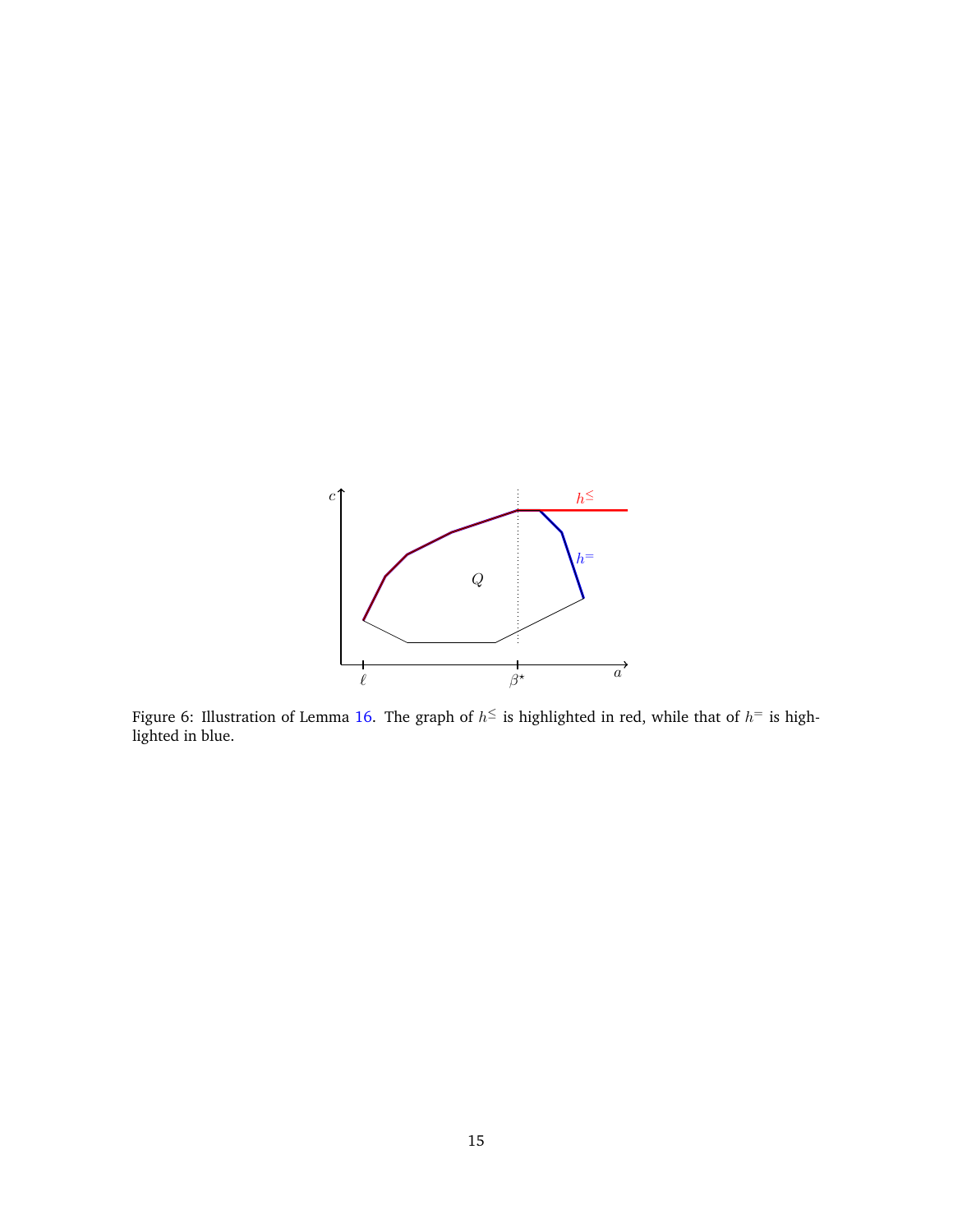$c$

$h^{\leq}$

$h^{=}$

$Q$

$\ell$

$\beta^{\star}$

$a$

Figure 6: Illustration of Lemma 16. The graph of $h^{\leq}$ is highlighted in red, while that of $h^{=}$ is highlighted in blue.